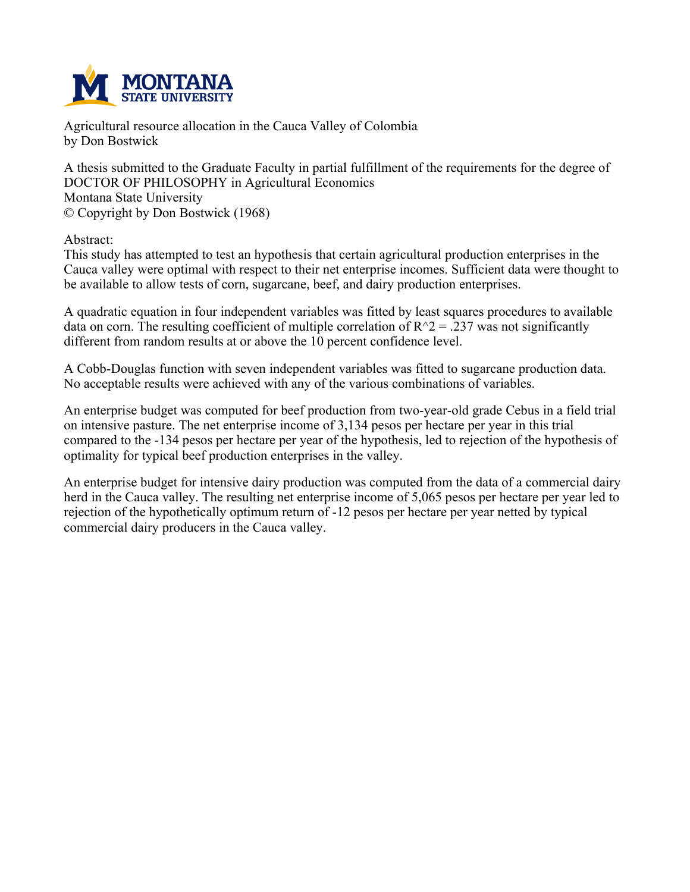Agricultural resource allocation in the Cauca Valley of Colombia
by Don Bostwick

A thesis submitted to the Graduate Faculty in partial fulfillment of the requirements for the degree of DOCTOR OF PHILOSOPHY in Agricultural Economics
Montana State University
© Copyright by Don Bostwick (1968)

Abstract:
This study has attempted to test an hypothesis that certain agricultural production enterprises in the Cauca valley were optimal with respect to their net enterprise incomes. Sufficient data were thought to be available to allow tests of corn, sugarcane, beef, and dairy production enterprises.

A quadratic equation in four independent variables was fitted by least squares procedures to available data on corn. The resulting coefficient of multiple correlation of $R^2 = .237$ was not significantly different from random results at or above the 10 percent confidence level.

A Cobb-Douglas function with seven independent variables was fitted to sugarcane production data. No acceptable results were achieved with any of the various combinations of variables.

An enterprise budget was computed for beef production from two-year-old grade Cebus in a field trial on intensive pasture. The net enterprise income of 3,134 pesos per hectare per year in this trial compared to the -134 pesos per hectare per year of the hypothesis, led to rejection of the hypothesis of optimality for typical beef production enterprises in the valley.

An enterprise budget for intensive dairy production was computed from the data of a commercial dairy herd in the Cauca valley. The resulting net enterprise income of 5,065 pesos per hectare per year led to rejection of the hypothetically optimum return of -12 pesos per hectare per year netted by typical commercial dairy producers in the Cauca valley.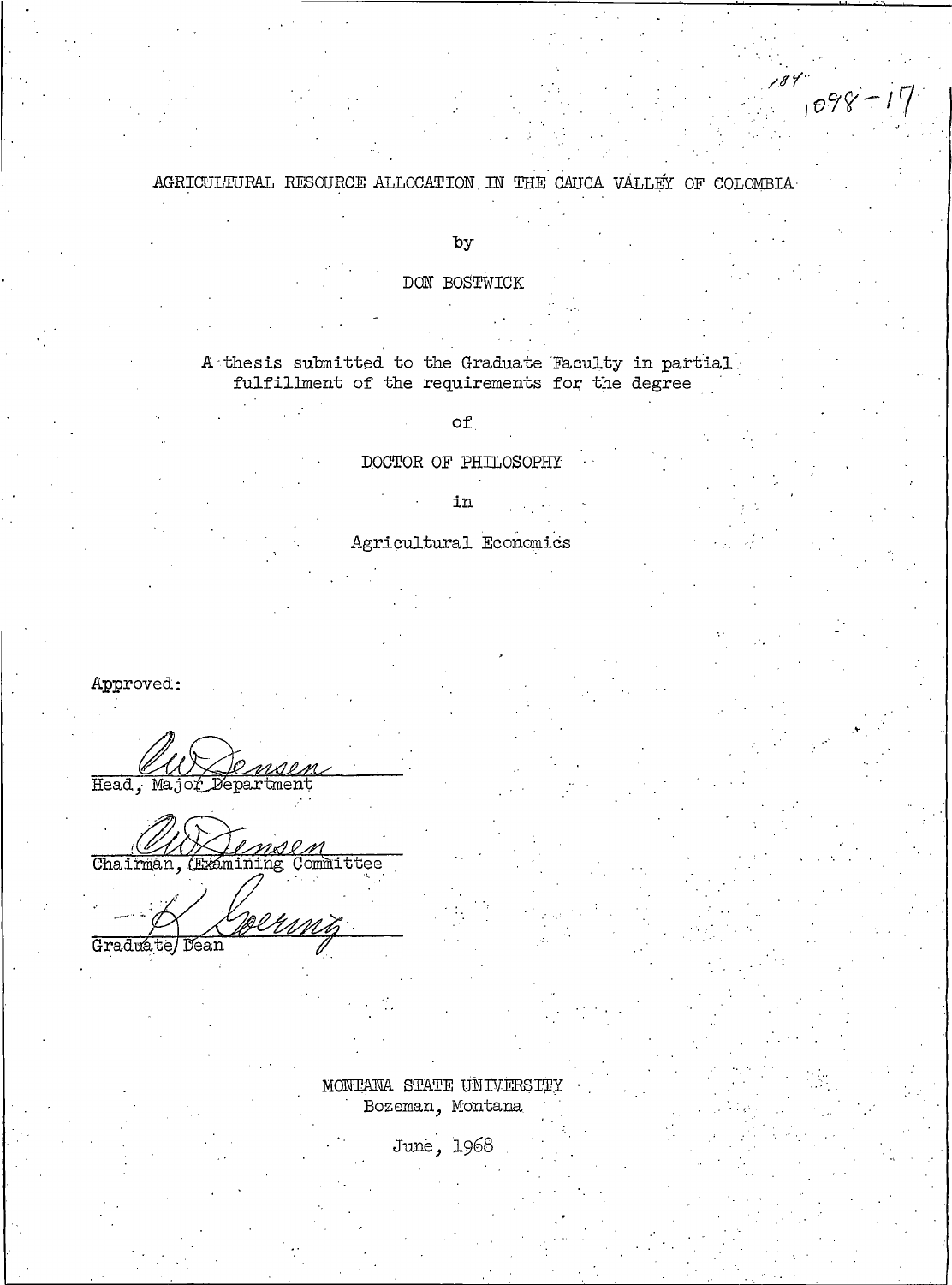184

1098-17

# AGRICULTURAL RESOURCE ALLOCATION IN THE CAUCA VALLEY OF COLOMBIA

by

DON BOSTWICK

A thesis submitted to the Graduate Faculty in partial fulfillment of the requirements for the degree

of

DOCTOR OF PHILOSOPHY

in

Agricultural Economics

Approved:

Head, Major Department

Chairman, Examining Committee

Graduate Dean

MONTANA STATE UNIVERSITY
Bozeman, Montana

June, 1968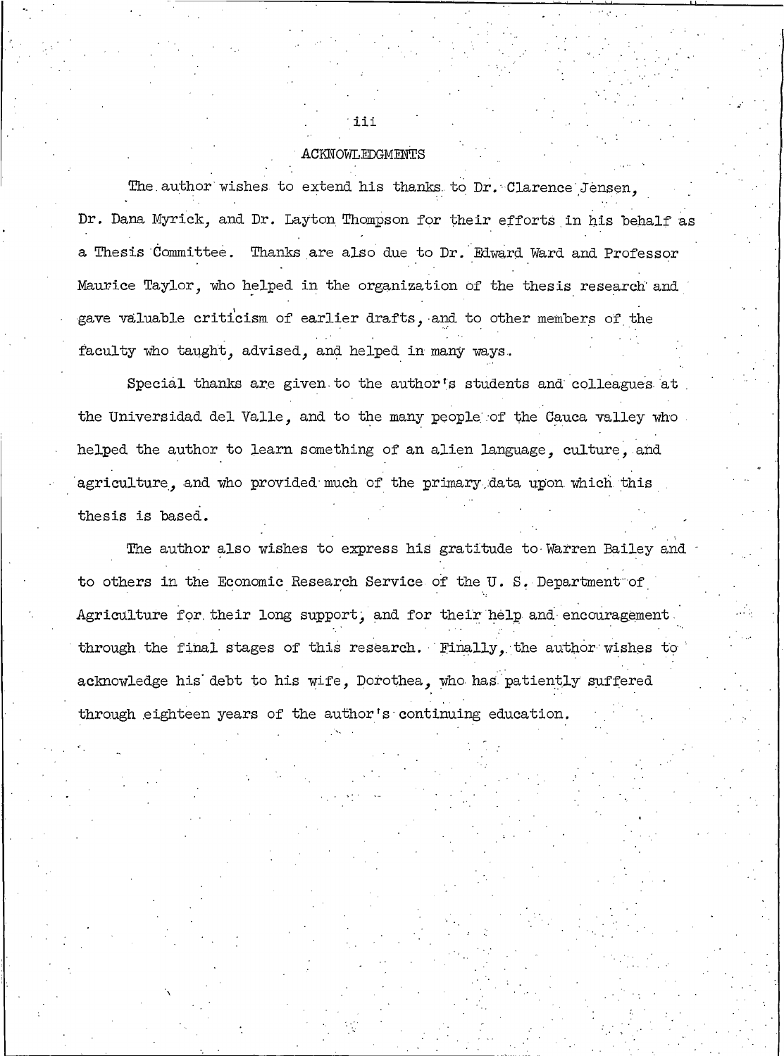## ACKNOWLEDGMENTS

The author wishes to extend his thanks to Dr. Clarence Jensen, Dr. Dana Myrick, and Dr. Layton Thompson for their efforts in his behalf as a Thesis Committee. Thanks are also due to Dr. Edward Ward and Professor Maurice Taylor, who helped in the organization of the thesis research and gave valuable criticism of earlier drafts, and to other members of the faculty who taught, advised, and helped in many ways.

Special thanks are given to the author's students and colleagues at the Universidad del Valle, and to the many people of the Cauca valley who helped the author to learn something of an alien language, culture, and agriculture, and who provided much of the primary data upon which this thesis is based.

The author also wishes to express his gratitude to Warren Bailey and to others in the Economic Research Service of the U. S. Department of Agriculture for their long support, and for their help and encouragement through the final stages of this research. Finally, the author wishes to acknowledge his debt to his wife, Dorothea, who has patiently suffered through eighteen years of the author's continuing education.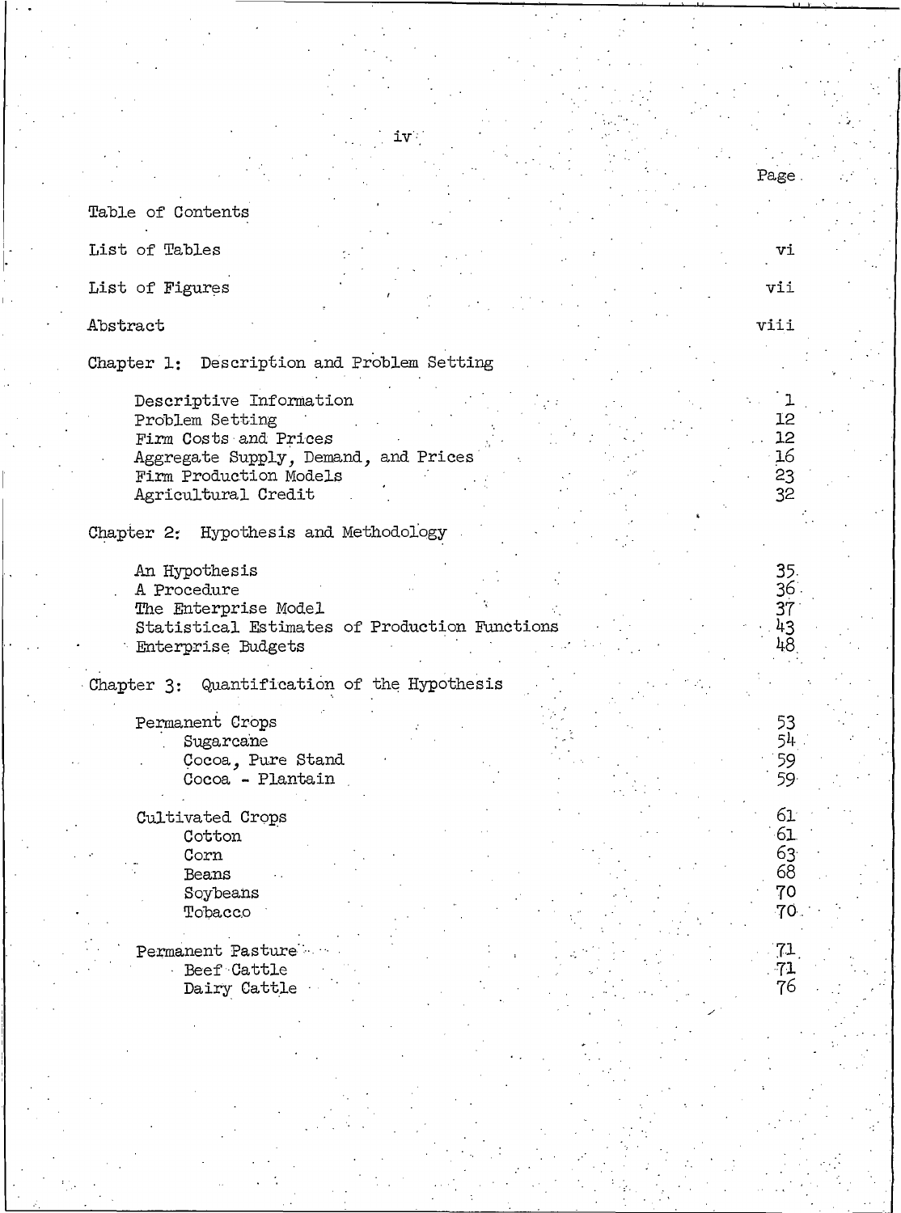| | Page |
|---|---|
| Table of Contents | |
| List of Tables | vi |
| List of Figures | vii |
| Abstract | viii |
| Chapter 1: Description and Problem Setting | |
| Descriptive Information | 1 |
| Problem Setting | 12 |
| Firm Costs and Prices | 12 |
| Aggregate Supply, Demand, and Prices | 16 |
| Firm Production Models | 23 |
| Agricultural Credit | 32 |
| Chapter 2: Hypothesis and Methodology | |
| An Hypothesis | 35 |
| A Procedure | 36 |
| The Enterprise Model | 37 |
| Statistical Estimates of Production Functions | 43 |
| Enterprise Budgets | 48 |
| Chapter 3: Quantification of the Hypothesis | |
| Permanent Crops | 53 |
| Sugarcane | 54 |
| Cocoa, Pure Stand | 59 |
| Cocoa - Plantain | 59 |
| Cultivated Crops | 61 |
| Cotton | 61 |
| Corn | 63 |
| Beans | 68 |
| Soybeans | 70 |
| Tobacco | 70 |
| Permanent Pasture | 71 |
| Beef Cattle | 71 |
| Dairy Cattle | 76 |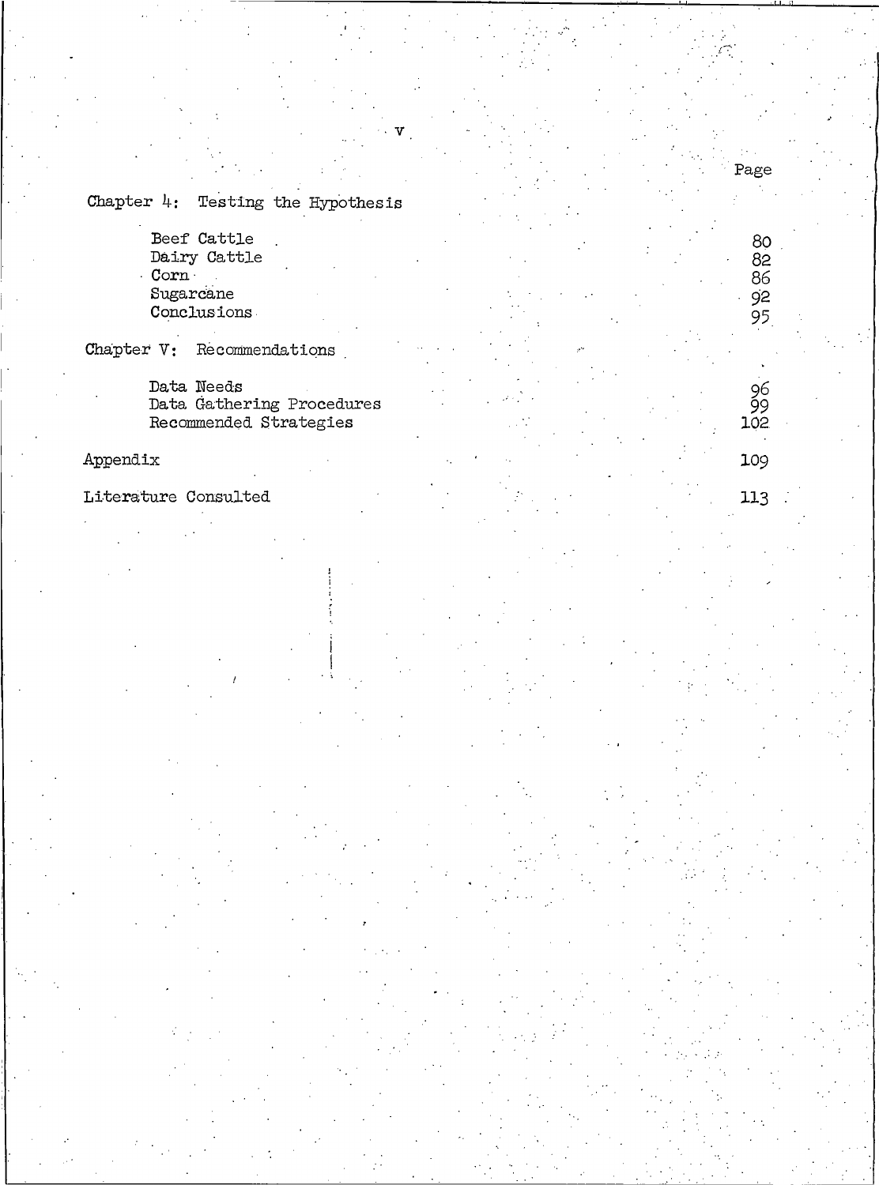| | Page |
|---|---|
| Chapter 4: Testing the Hypothesis | |
| Beef Cattle | 80 |
| Dairy Cattle | 82 |
| Corn | 86 |
| Sugarcane | 92 |
| Conclusions | 95 |
| Chapter V: Recommendations | |
| Data Needs | 96 |
| Data Gathering Procedures | 99 |
| Recommended Strategies | 102 |
| Appendix | 109 |
| Literature Consulted | 113 |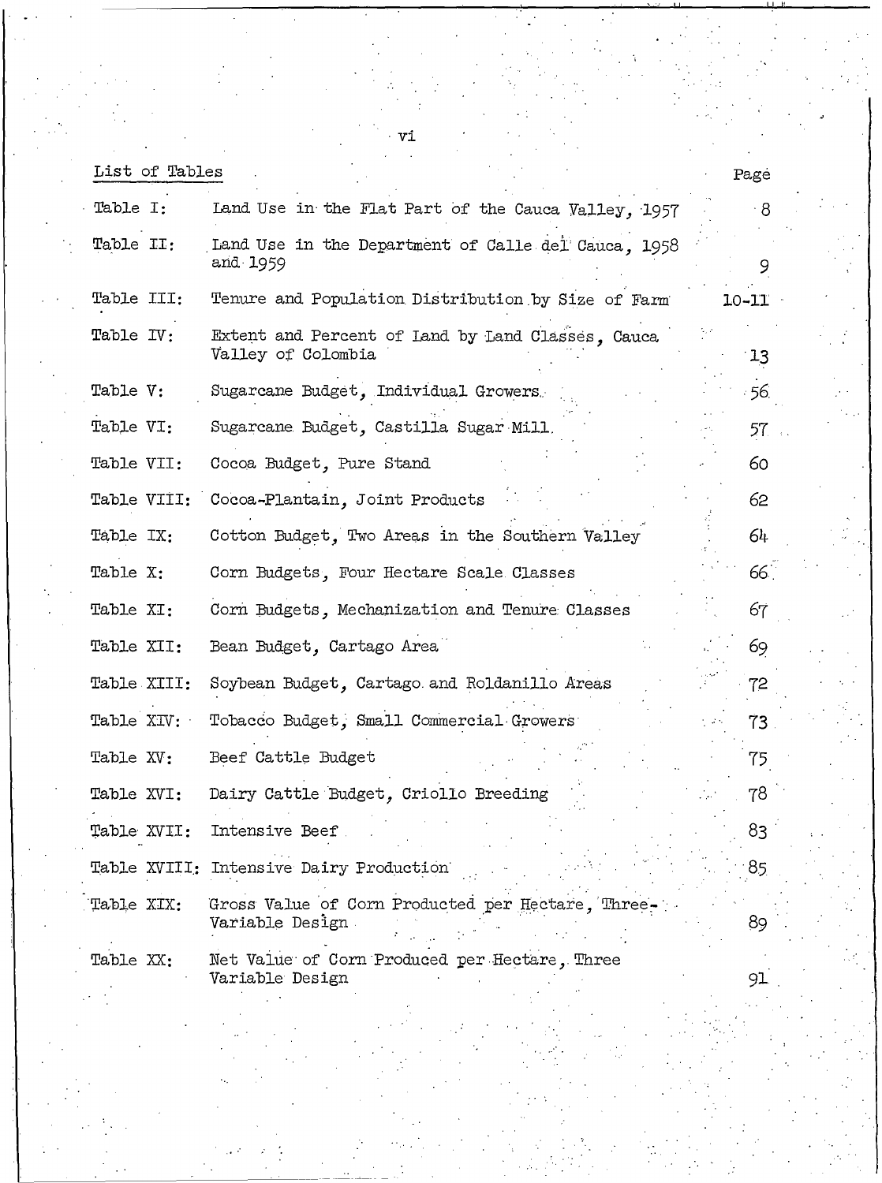## List of Tables

| | | Page |
|---|---|---|
| Table I: | Land Use in the Flat Part of the Cauca Valley, 1957 | 8 |
| Table II: | Land Use in the Department of Calle del Cauca, 1958 and 1959 | 9 |
| Table III: | Tenure and Population Distribution by Size of Farm | 10-11 |
| Table IV: | Extent and Percent of Land by Land Classes, Cauca Valley of Colombia | 13 |
| Table V: | Sugarcane Budget, Individual Growers | 56 |
| Table VI: | Sugarcane Budget, Castilla Sugar Mill | 57 |
| Table VII: | Cocoa Budget, Pure Stand | 60 |
| Table VIII: | Cocoa-Plantain, Joint Products | 62 |
| Table IX: | Cotton Budget, Two Areas in the Southern Valley | 64 |
| Table X: | Corn Budgets, Four Hectare Scale Classes | 66 |
| Table XI: | Corn Budgets, Mechanization and Tenure Classes | 67 |
| Table XII: | Bean Budget, Cartago Area | 69 |
| Table XIII: | Soybean Budget, Cartago and Roldanillo Areas | 72 |
| Table XIV: | Tobacco Budget, Small Commercial Growers | 73 |
| Table XV: | Beef Cattle Budget | 75 |
| Table XVI: | Dairy Cattle Budget, Criollo Breeding | 78 |
| Table XVII: | Intensive Beef | 83 |
| Table XVIII: | Intensive Dairy Production | 85 |
| Table XIX: | Gross Value of Corn Producted per Hectare, Three-Variable Design | 89 |
| Table XX: | Net Value of Corn Produced per Hectare, Three Variable Design | 91 |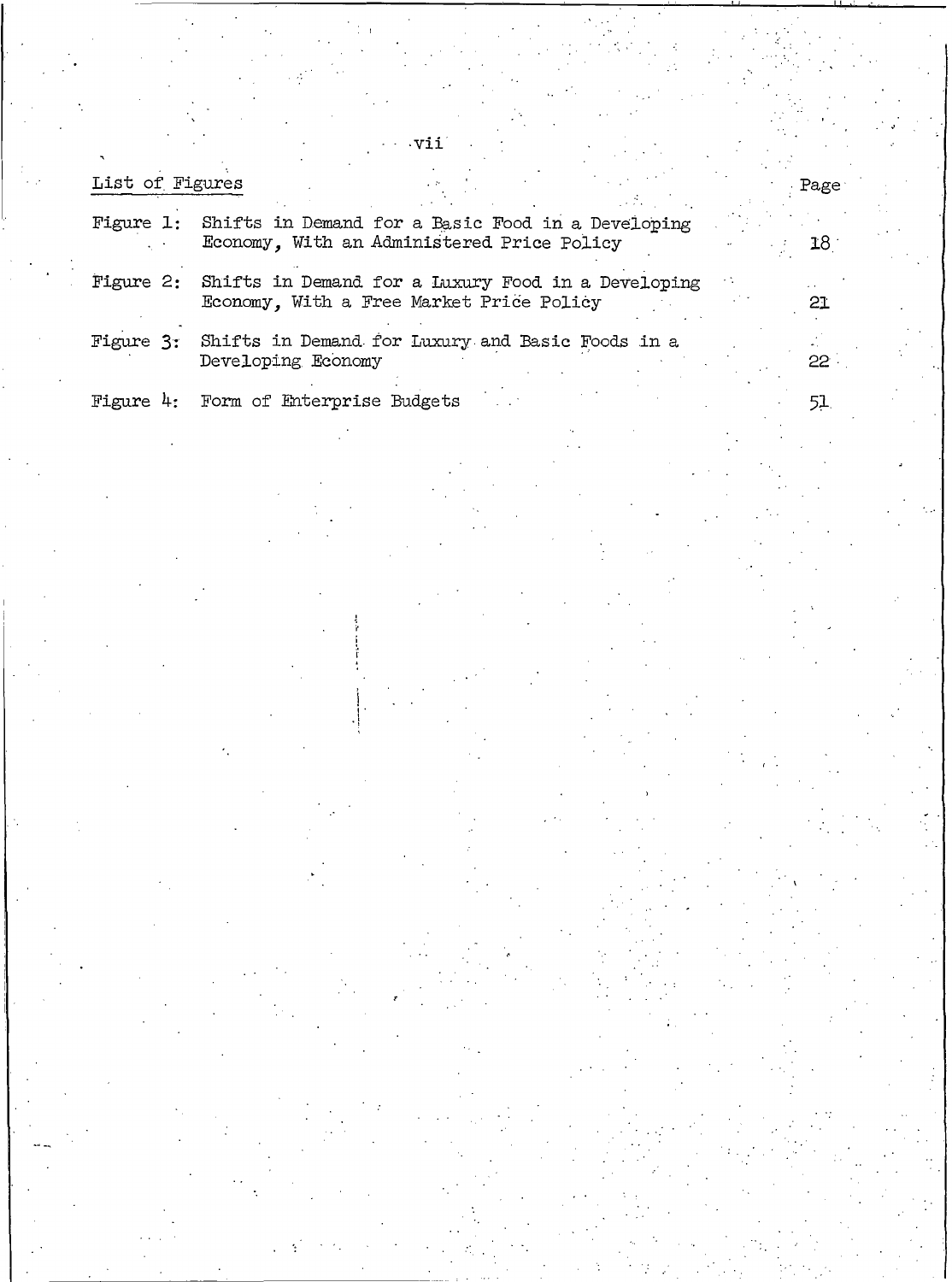## List of Figures

| | | Page |
|---|---|---|
| Figure 1: | Shifts in Demand for a Basic Food in a Developing Economy, With an Administered Price Policy | 18 |
| Figure 2: | Shifts in Demand for a Luxury Food in a Developing Economy, With a Free Market Price Policy | 21 |
| Figure 3: | Shifts in Demand for Luxury and Basic Foods in a Developing Economy | 22 |
| Figure 4: | Form of Enterprise Budgets | 51 |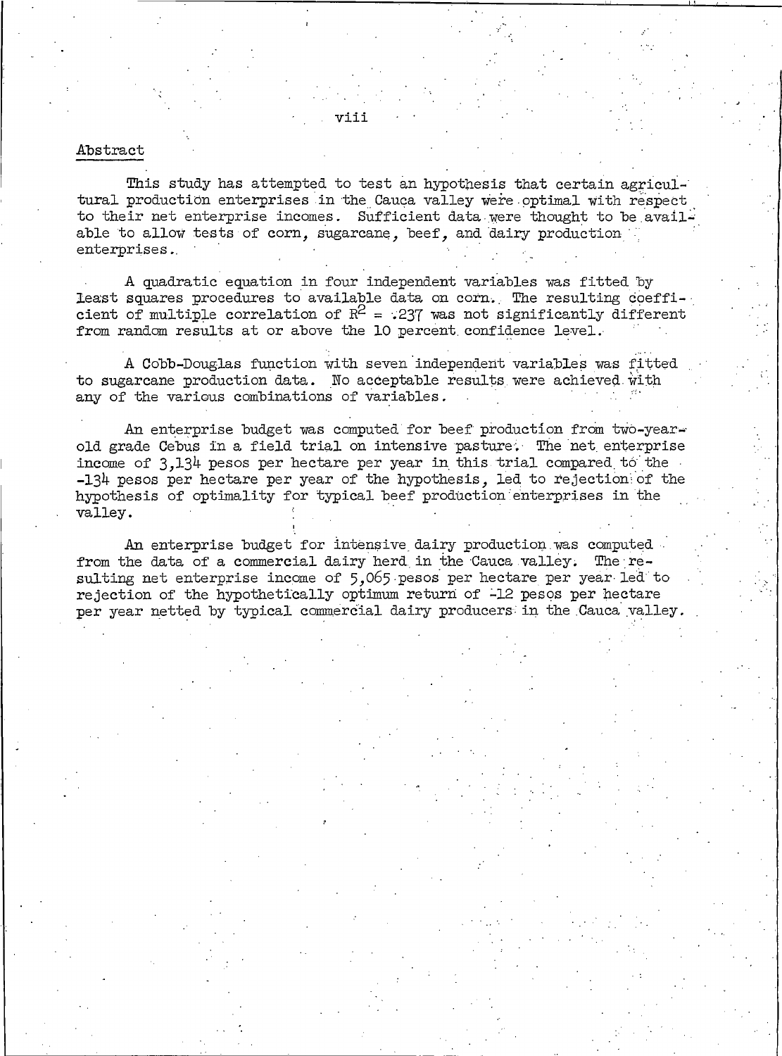## Abstract

This study has attempted to test an hypothesis that certain agricultural production enterprises in the Cauca valley were optimal with respect to their net enterprise incomes. Sufficient data were thought to be available to allow tests of corn, sugarcane, beef, and dairy production enterprises.

A quadratic equation in four independent variables was fitted by least squares procedures to available data on corn. The resulting coefficient of multiple correlation of $R^2 = .237$ was not significantly different from random results at or above the 10 percent confidence level.

A Cobb-Douglas function with seven independent variables was fitted to sugarcane production data. No acceptable results were achieved with any of the various combinations of variables.

An enterprise budget was computed for beef production from two-year-old grade Cebus in a field trial on intensive pasture. The net enterprise income of 3,134 pesos per hectare per year in this trial compared to the -134 pesos per hectare per year of the hypothesis, led to rejection of the hypothesis of optimality for typical beef production enterprises in the valley.

An enterprise budget for intensive dairy production was computed from the data of a commercial dairy herd in the Cauca valley. The resulting net enterprise income of 5,065 pesos per hectare per year led to rejection of the hypothetically optimum return of -12 pesos per hectare per year netted by typical commercial dairy producers in the Cauca valley.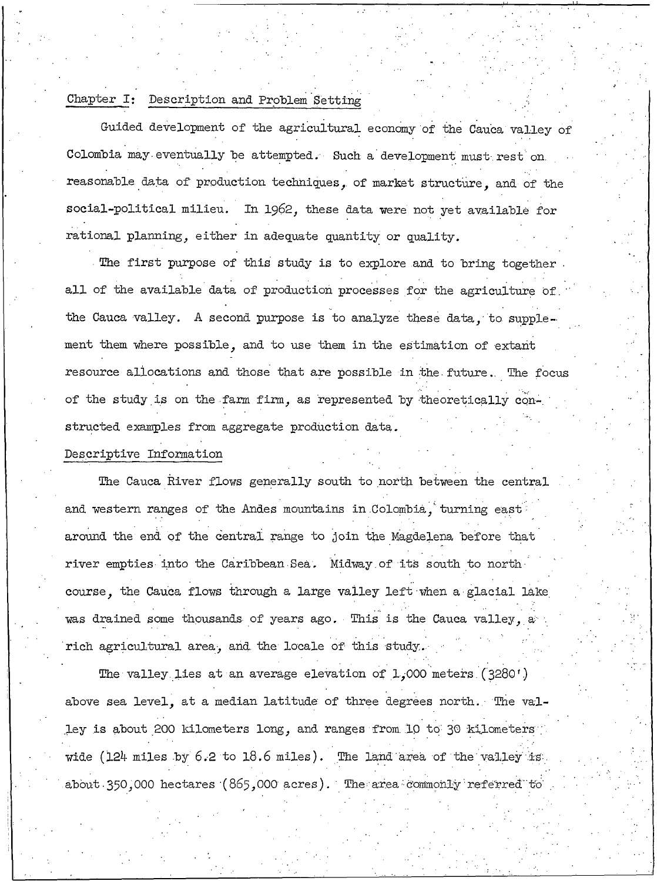## Chapter I: Description and Problem Setting

Guided development of the agricultural economy of the Cauca valley of Colombia may eventually be attempted. Such a development must rest on reasonable data of production techniques, of market structure, and of the social-political milieu. In 1962, these data were not yet available for rational planning, either in adequate quantity or quality.

The first purpose of this study is to explore and to bring together all of the available data of production processes for the agriculture of the Cauca valley. A second purpose is to analyze these data, to supplement them where possible, and to use them in the estimation of extant resource allocations and those that are possible in the future. The focus of the study is on the farm firm, as represented by theoretically constructed examples from aggregate production data.

### Descriptive Information

The Cauca River flows generally south to north between the central and western ranges of the Andes mountains in Colombia, turning east around the end of the central range to join the Magdelena before that river empties into the Caribbean Sea. Midway of its south to north course, the Cauca flows through a large valley left when a glacial lake was drained some thousands of years ago. This is the Cauca valley, a rich agricultural area, and the locale of this study.

The valley lies at an average elevation of 1,000 meters (3280') above sea level, at a median latitude of three degrees north. The valley is about 200 kilometers long, and ranges from 10 to 30 kilometers wide (124 miles by 6.2 to 18.6 miles). The land area of the valley is about 350,000 hectares (865,000 acres). The area commonly referred to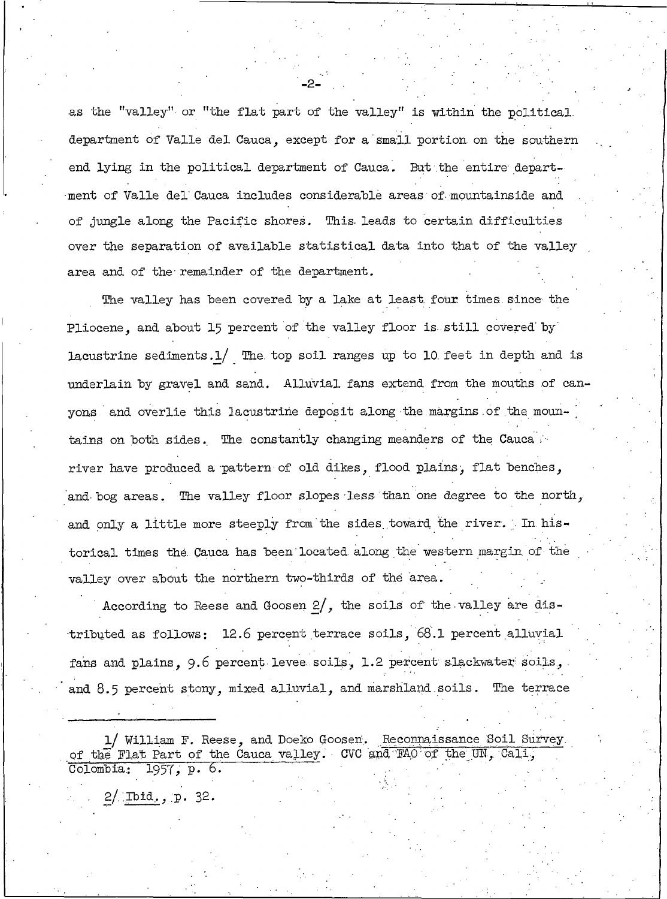as the "valley" or "the flat part of the valley" is within the political department of Valle del Cauca, except for a small portion on the southern end lying in the political department of Cauca. But the entire department of Valle del Cauca includes considerable areas of mountainside and of jungle along the Pacific shores. This leads to certain difficulties over the separation of available statistical data into that of the valley area and of the remainder of the department.

The valley has been covered by a lake at least four times since the Pliocene, and about 15 percent of the valley floor is still covered by lacustrine sediments.[1] The top soil ranges up to 10 feet in depth and is underlain by gravel and sand. Alluvial fans extend from the mouths of canyons and overlie this lacustrine deposit along the margins of the mountains on both sides. The constantly changing meanders of the Cauca river have produced a pattern of old dikes, flood plains, flat benches, and bog areas. The valley floor slopes less than one degree to the north, and only a little more steeply from the sides toward the river. In historical times the Cauca has been located along the western margin of the valley over about the northern two-thirds of the area.

According to Reese and Goosen [2], the soils of the valley are distributed as follows: 12.6 percent terrace soils, 68.1 percent alluvial fans and plains, 9.6 percent levee soils, 1.2 percent slackwater soils, and 8.5 percent stony, mixed alluvial, and marshland soils. The terrace

---

1/ William F. Reese, and Doeko Goosen. Reconnaissance Soil Survey of the Flat Part of the Cauca valley. CVC and FAO of the UN, Cali, Colombia: 1957, p. 6.

2/ Ibid., p. 32.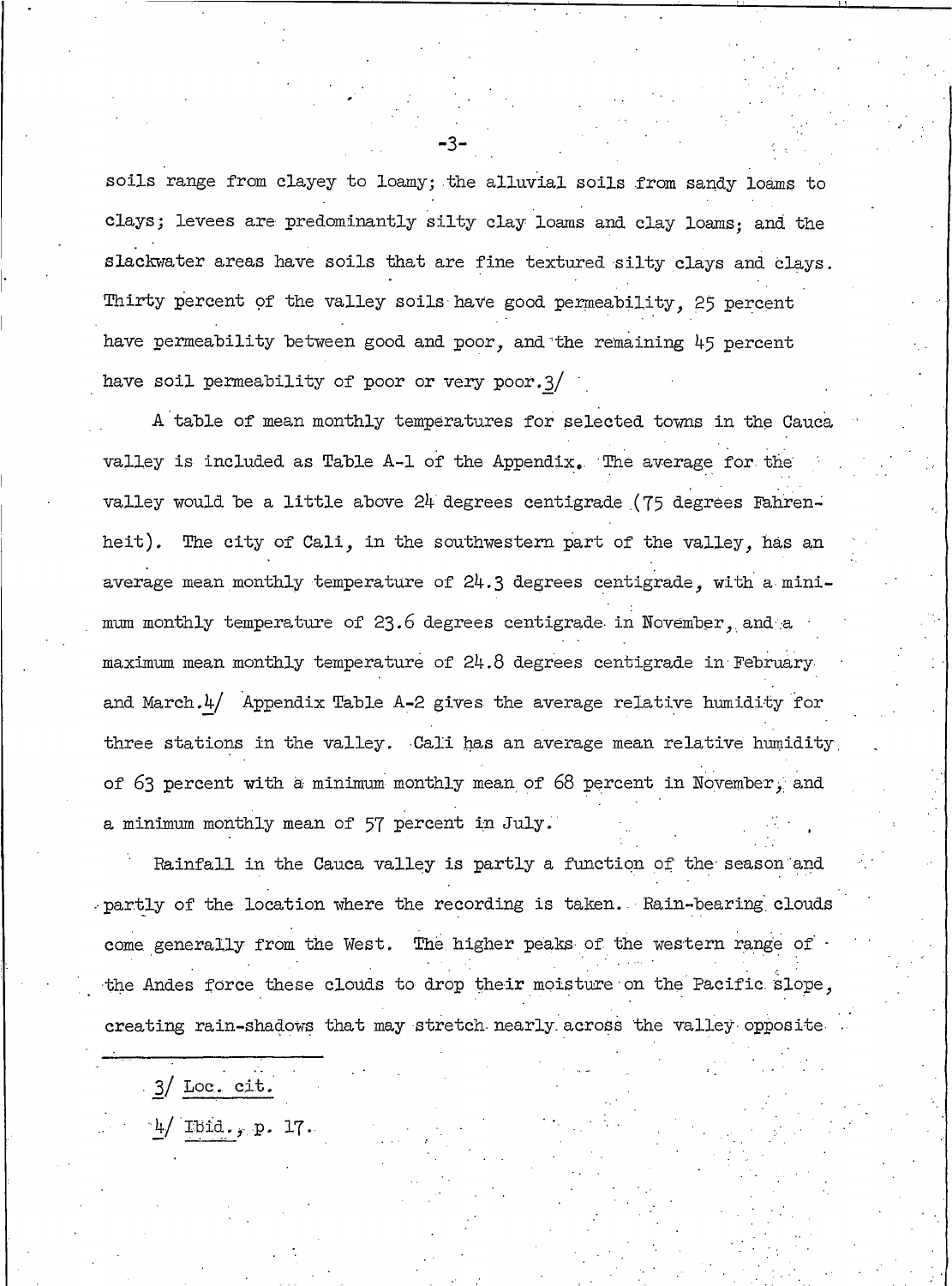soils range from clayey to loamy; the alluvial soils from sandy loams to clays; levees are predominantly silty clay loams and clay loams; and the slackwater areas have soils that are fine textured silty clays and clays. Thirty percent of the valley soils have good permeability, 25 percent have permeability between good and poor, and the remaining 45 percent have soil permeability of poor or very poor.3/

A table of mean monthly temperatures for selected towns in the Cauca valley is included as Table A-1 of the Appendix. The average for the valley would be a little above 24 degrees centigrade (75 degrees Fahrenheit). The city of Cali, in the southwestern part of the valley, has an average mean monthly temperature of 24.3 degrees centigrade, with a minimum monthly temperature of 23.6 degrees centigrade in November, and a maximum mean monthly temperature of 24.8 degrees centigrade in February and March.4/ Appendix Table A-2 gives the average relative humidity for three stations in the valley. Cali has an average mean relative humidity of 63 percent with a minimum monthly mean of 68 percent in November, and a minimum monthly mean of 57 percent in July.

Rainfall in the Cauca valley is partly a function of the season and partly of the location where the recording is taken. Rain-bearing clouds come generally from the West. The higher peaks of the western range of the Andes force these clouds to drop their moisture on the Pacific slope, creating rain-shadows that may stretch nearly across the valley opposite

---

3/ Loc. cit.

4/ Ibid., p. 17.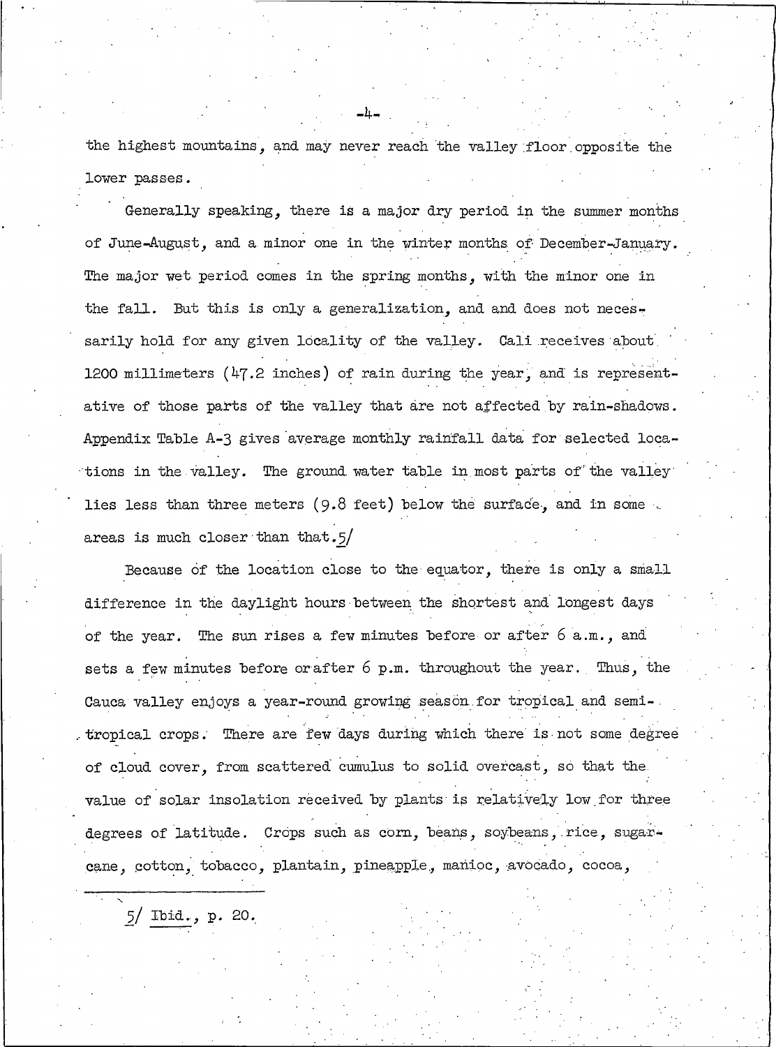the highest mountains, and may never reach the valley floor opposite the lower passes.

Generally speaking, there is a major dry period in the summer months of June-August, and a minor one in the winter months of December-January. The major wet period comes in the spring months, with the minor one in the fall. But this is only a generalization, and and does not necessarily hold for any given locality of the valley. Cali receives about 1200 millimeters (47.2 inches) of rain during the year, and is representative of those parts of the valley that are not affected by rain-shadows. Appendix Table A-3 gives average monthly rainfall data for selected locations in the valley. The ground water table in most parts of the valley lies less than three meters (9.8 feet) below the surface, and in some areas is much closer than that.[5]

Because of the location close to the equator, there is only a small difference in the daylight hours between the shortest and longest days of the year. The sun rises a few minutes before or after 6 a.m., and sets a few minutes before or after 6 p.m. throughout the year. Thus, the Cauca valley enjoys a year-round growing season for tropical and semi-tropical crops. There are few days during which there is not some degree of cloud cover, from scattered cumulus to solid overcast, so that the value of solar insolation received by plants is relatively low for three degrees of latitude. Crops such as corn, beans, soybeans, rice, sugarcane, cotton, tobacco, plantain, pineapple, manioc, avocado, cocoa,

---

5/ *Ibid.*, p. 20.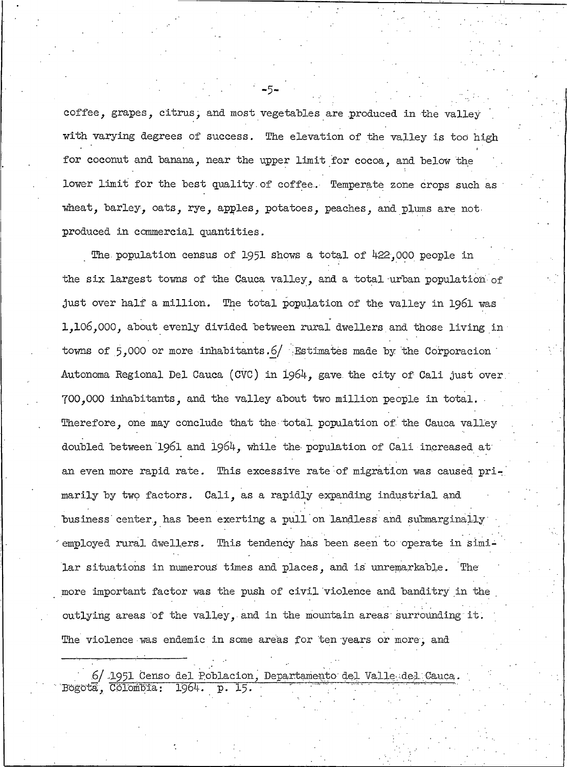coffee, grapes, citrus, and most vegetables are produced in the valley with varying degrees of success. The elevation of the valley is too high for coconut and banana, near the upper limit for cocoa, and below the lower limit for the best quality of coffee. Temperate zone crops such as wheat, barley, oats, rye, apples, potatoes, peaches, and plums are not produced in commercial quantities.

The population census of 1951 shows a total of 422,000 people in the six largest towns of the Cauca valley, and a total urban population of just over half a million. The total population of the valley in 1961 was 1,106,000, about evenly divided between rural dwellers and those living in towns of 5,000 or more inhabitants.[6] Estimates made by the Corporacion Autonoma Regional Del Cauca (CVC) in 1964, gave the city of Cali just over 700,000 inhabitants, and the valley about two million people in total. Therefore, one may conclude that the total population of the Cauca valley doubled between 1961 and 1964, while the population of Cali increased at an even more rapid rate. This excessive rate of migration was caused primarily by two factors. Cali, as a rapidly expanding industrial and business center, has been exerting a pull on landless and submarginally employed rural dwellers. This tendency has been seen to operate in similar situations in numerous times and places, and is unremarkable. The more important factor was the push of civil violence and banditry in the outlying areas of the valley, and in the mountain areas surrounding it. The violence was endemic in some areas for ten years or more, and

---

6/ 1951 Censo del Poblacion, Departamento del Valle del Cauca. Bogota, Colombia: 1964. p. 15.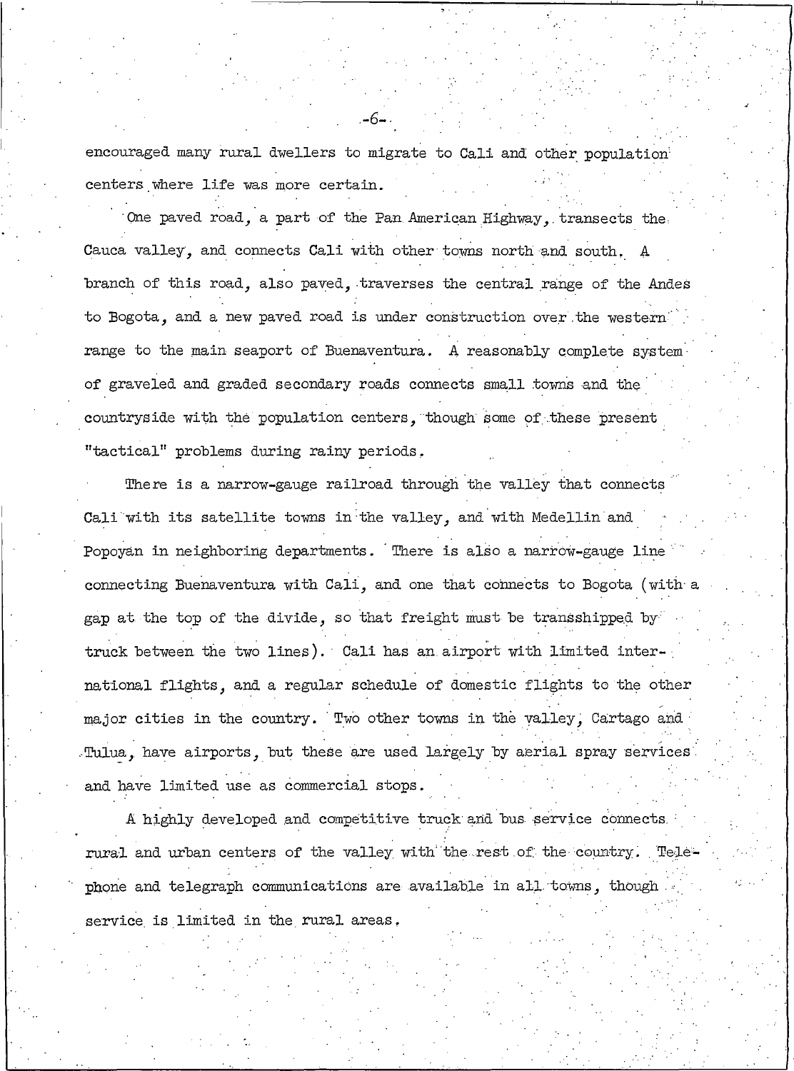encouraged many rural dwellers to migrate to Cali and other population centers where life was more certain.

One paved road, a part of the Pan American Highway, transects the Cauca valley, and connects Cali with other towns north and south. A branch of this road, also paved, traverses the central range of the Andes to Bogota, and a new paved road is under construction over the western range to the main seaport of Buenaventura. A reasonably complete system of graveled and graded secondary roads connects small towns and the countryside with the population centers, though some of these present "tactical" problems during rainy periods.

There is a narrow-gauge railroad through the valley that connects Cali with its satellite towns in the valley, and with Medellin and Popoyán in neighboring departments. There is also a narrow-gauge line connecting Buenaventura with Cali, and one that connects to Bogota (with a gap at the top of the divide, so that freight must be transshipped by truck between the two lines). Cali has an airport with limited international flights, and a regular schedule of domestic flights to the other major cities in the country. Two other towns in the valley, Cartago and Tulua, have airports, but these are used largely by aerial spray services and have limited use as commercial stops.

A highly developed and competitive truck and bus service connects rural and urban centers of the valley with the rest of the country. Telephone and telegraph communications are available in all towns, though service is limited in the rural areas.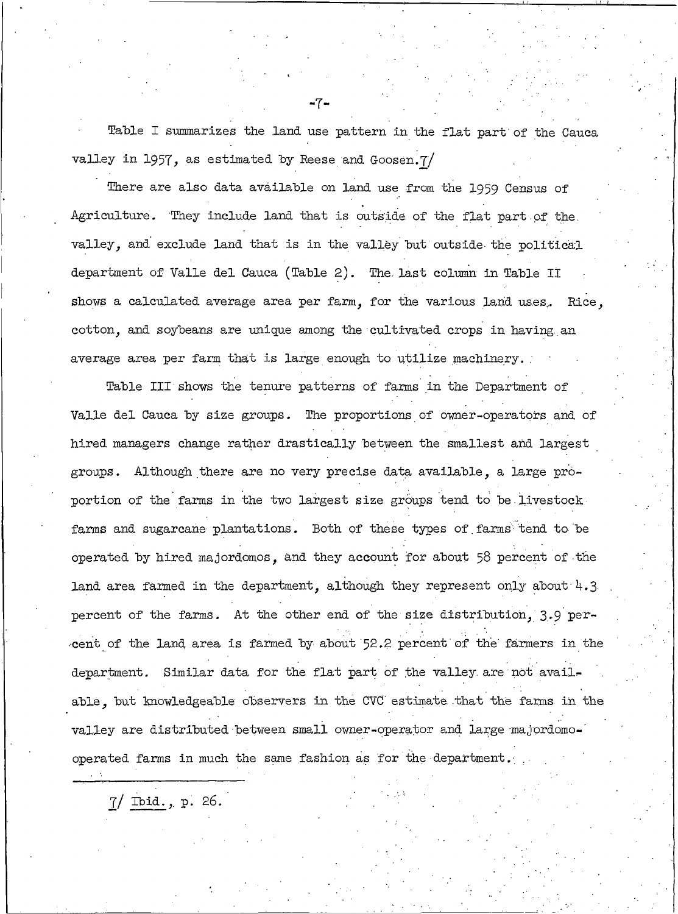Table I summarizes the land use pattern in the flat part of the Cauca valley in 1957, as estimated by Reese and Goosen.[7]

There are also data available on land use from the 1959 Census of Agriculture. They include land that is outside of the flat part of the valley, and exclude land that is in the valley but outside the political department of Valle del Cauca (Table 2). The last column in Table II shows a calculated average area per farm, for the various land uses. Rice, cotton, and soybeans are unique among the cultivated crops in having an average area per farm that is large enough to utilize machinery.

Table III shows the tenure patterns of farms in the Department of Valle del Cauca by size groups. The proportions of owner-operators and of hired managers change rather drastically between the smallest and largest groups. Although there are no very precise data available, a large proportion of the farms in the two largest size groups tend to be livestock farms and sugarcane plantations. Both of these types of farms tend to be operated by hired majordomos, and they account for about 58 percent of the land area farmed in the department, although they represent only about 4.3 percent of the farms. At the other end of the size distribution, 3.9 percent of the land area is farmed by about 52.2 percent of the farmers in the department. Similar data for the flat part of the valley are not available, but knowledgeable observers in the CVC estimate that the farms in the valley are distributed between small owner-operator and large majordomo-operated farms in much the same fashion as for the department.

---

7/ Ibid., p. 26.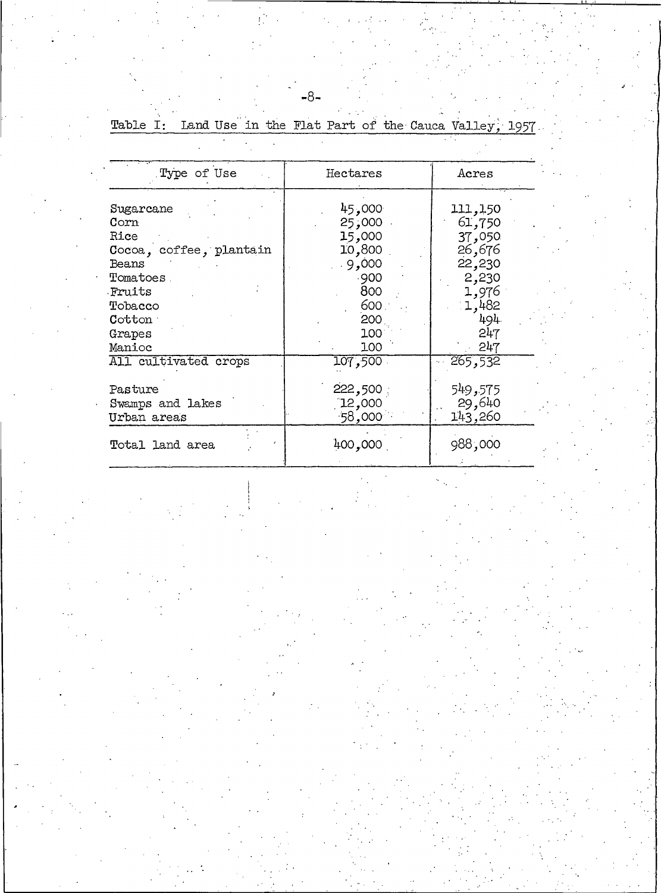Table I: Land Use in the Flat Part of the Cauca Valley, 1957

| Type of Use | Hectares | Acres |
|---|---|---|
| Sugarcane | 45,000 | 111,150 |
| Corn | 25,000 | 61,750 |
| Rice | 15,000 | 37,050 |
| Cocoa, coffee, plantain | 10,800 | 26,676 |
| Beans | 9,000 | 22,230 |
| Tomatoes | 900 | 2,230 |
| Fruits | 800 | 1,976 |
| Tobacco | 600 | 1,482 |
| Cotton | 200 | 494 |
| Grapes | 100 | 247 |
| Manioc | 100 | 247 |
| All cultivated crops | 107,500 | 265,532 |
| Pasture | 222,500 | 549,575 |
| Swamps and lakes | 12,000 | 29,640 |
| Urban areas | 58,000 | 143,260 |
| Total land area | 400,000 | 988,000 |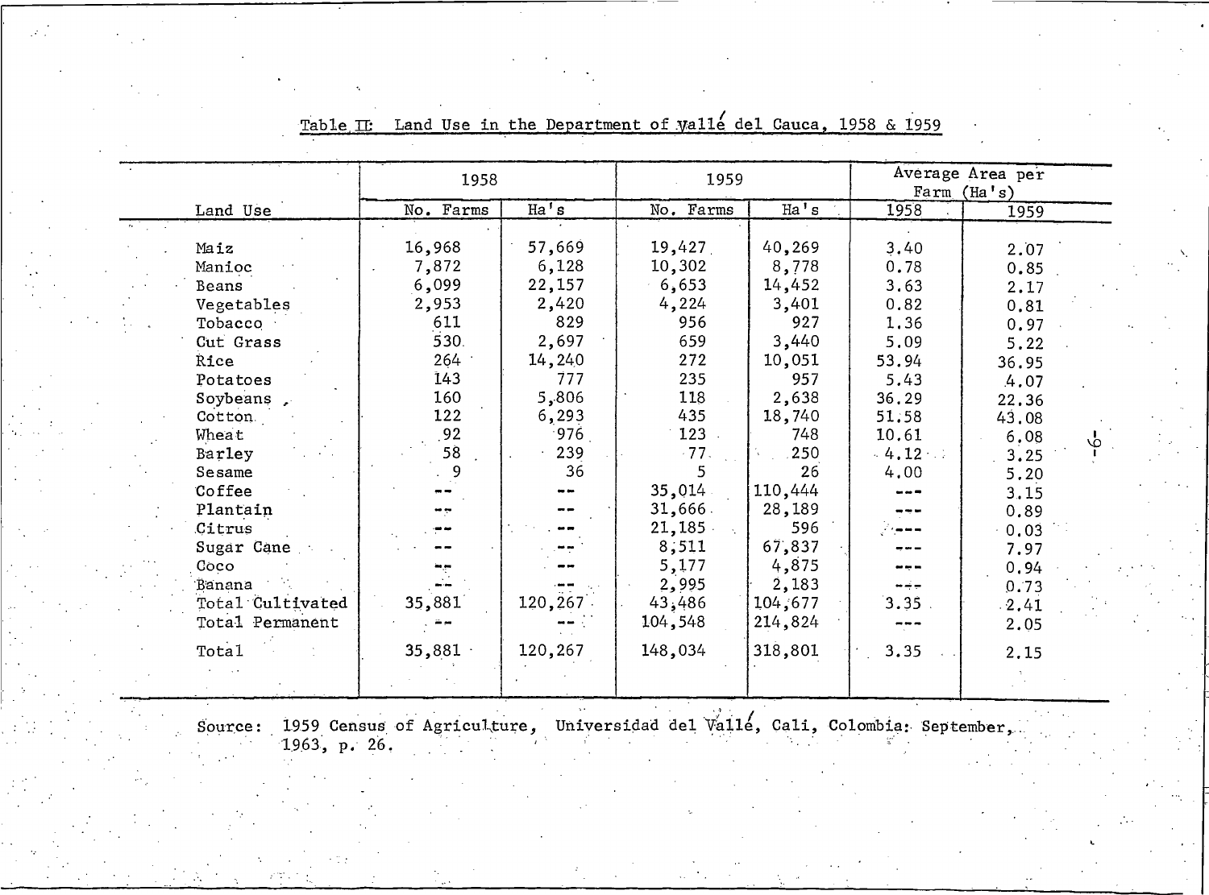Table II: Land Use in the Department of Vallé del Cauca, 1958 & 1959

| Land Use | 1958 | | 1959 | | Average Area per Farm (Ha's) | |
|---|---|---|---|---|---|---|
| | No. Farms | Ha's | No. Farms | Ha's | 1958 | 1959 |
| Maiz | 16,968 | 57,669 | 19,427 | 40,269 | 3.40 | 2.07 |
| Manioc | 7,872 | 6,128 | 10,302 | 8,778 | 0.78 | 0.85 |
| Beans | 6,099 | 22,157 | 6,653 | 14,452 | 3.63 | 2.17 |
| Vegetables | 2,953 | 2,420 | 4,224 | 3,401 | 0.82 | 0.81 |
| Tobacco | 611 | 829 | 956 | 927 | 1.36 | 0.97 |
| Cut Grass | 530 | 2,697 | 659 | 3,440 | 5.09 | 5.22 |
| Rice | 264 | 14,240 | 272 | 10,051 | 53.94 | 36.95 |
| Potatoes | 143 | 777 | 235 | 957 | 5.43 | 4.07 |
| Soybeans | 160 | 5,806 | 118 | 2,638 | 36.29 | 22.36 |
| Cotton | 122 | 6,293 | 435 | 18,740 | 51.58 | 43.08 |
| Wheat | 92 | 976 | 123 | 748 | 10.61 | 6.08 |
| Barley | 58 | 239 | 77 | 250 | 4.12 | 3.25 |
| Sesame | 9 | 36 | 5 | 26 | 4.00 | 5.20 |
| Coffee | -- | -- | 35,014 | 110,444 | --- | 3.15 |
| Plantain | -- | -- | 31,666 | 28,189 | --- | 0.89 |
| Citrus | -- | -- | 21,185 | 596 | --- | 0.03 |
| Sugar Cane | -- | -- | 8,511 | 67,837 | --- | 7.97 |
| Coco | -- | -- | 5,177 | 4,875 | --- | 0.94 |
| Banana | -- | -- | 2,995 | 2,183 | --- | 0.73 |
| Total Cultivated | 35,881 | 120,267 | 43,486 | 104,677 | 3.35 | 2.41 |
| Total Permanent | -- | -- | 104,548 | 214,824 | --- | 2.05 |
| Total | 35,881 | 120,267 | 148,034 | 318,801 | 3.35 | 2.15 |

Source: 1959 Census of Agriculture, Universidad del Vallé, Cali, Colombia: September, 1963, p. 26.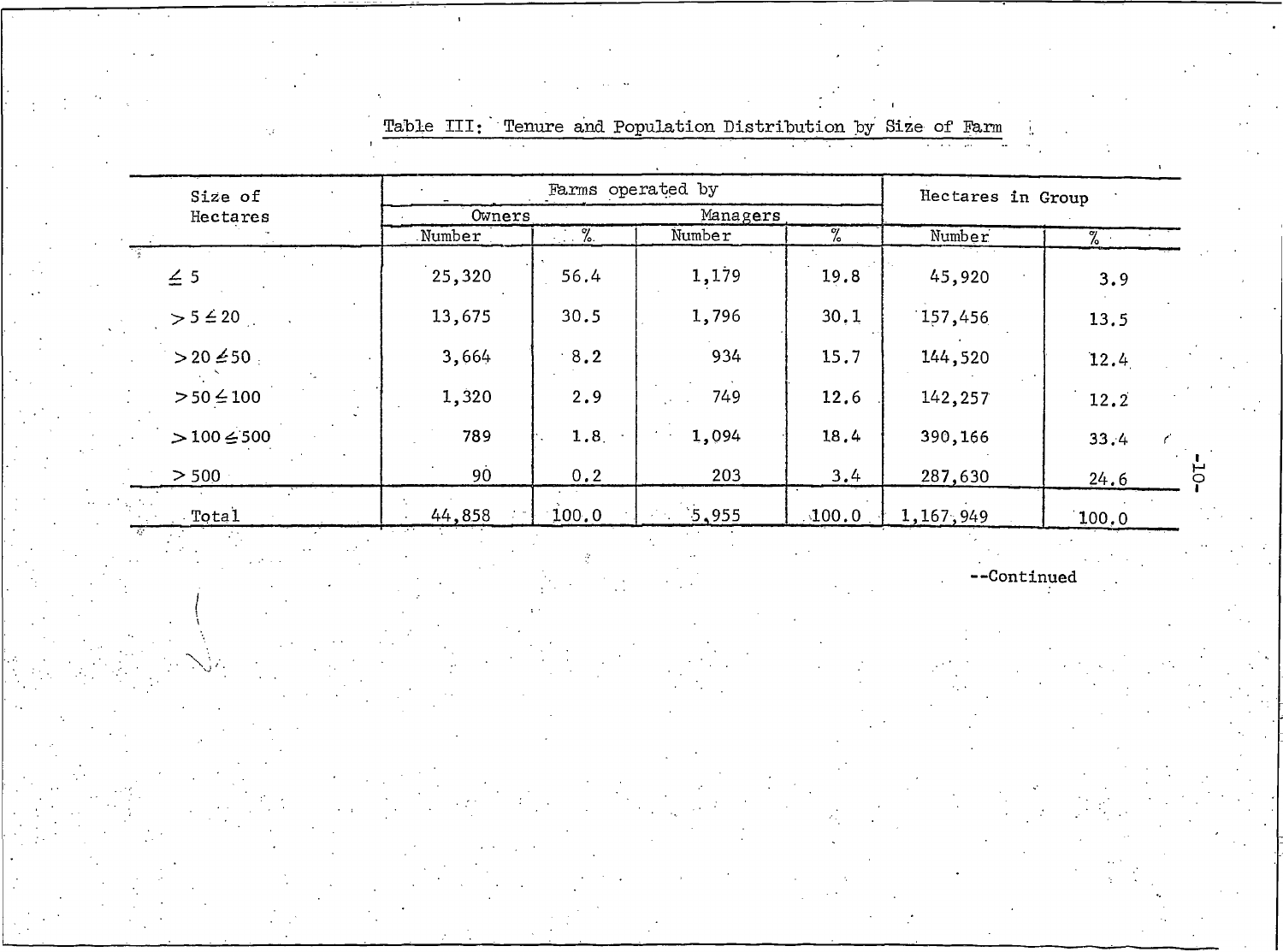Table III: Tenure and Population Distribution by Size of Farm

| Size of Hectares | Farms operated by | | | | Hectares in Group | |
|---|---|---|---|---|---|---|
| | Owners | | Managers | | | |
| | Number | % | Number | % | Number | % |
| ≦ 5 | 25,320 | 56.4 | 1,179 | 19.8 | 45,920 | 3.9 |
| > 5 ≦ 20 | 13,675 | 30.5 | 1,796 | 30.1 | 157,456 | 13.5 |
| > 20 ≦ 50 | 3,664 | 8.2 | 934 | 15.7 | 144,520 | 12.4 |
| > 50 ≦ 100 | 1,320 | 2.9 | 749 | 12.6 | 142,257 | 12.2 |
| > 100 ≦ 500 | 789 | 1.8 | 1,094 | 18.4 | 390,166 | 33.4 |
| > 500 | 90 | 0.2 | 203 | 3.4 | 287,630 | 24.6 |
| Total | 44,858 | 100.0 | 5,955 | 100.0 | 1,167,949 | 100.0 |

--Continued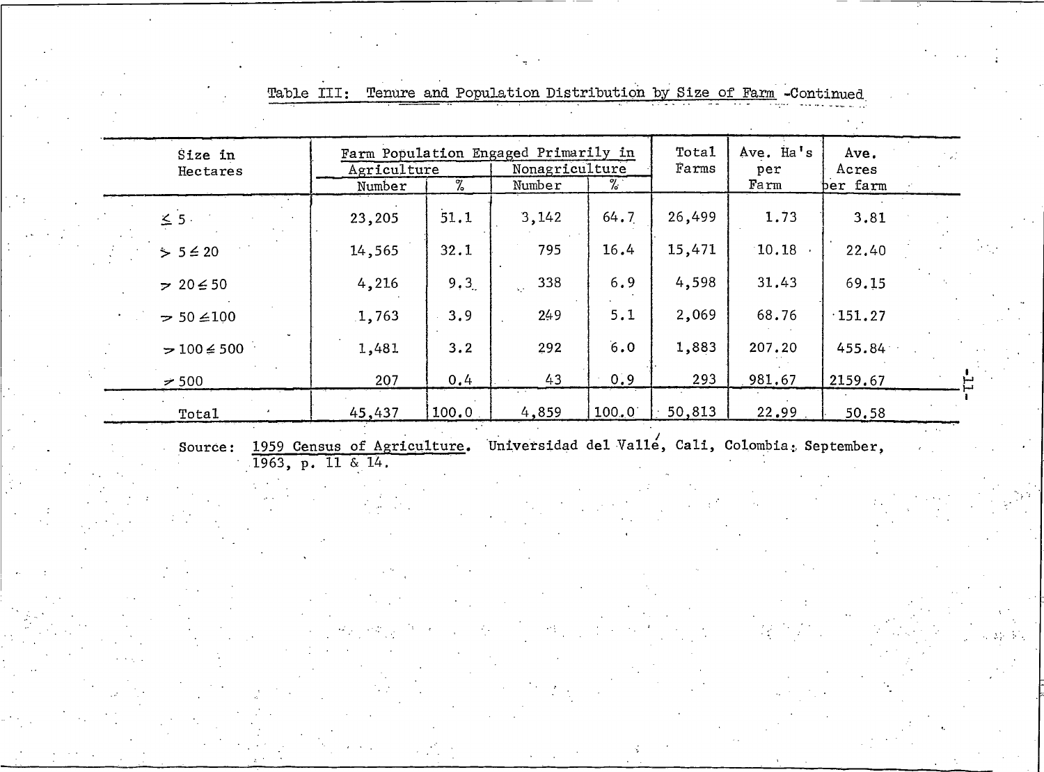Table III: Tenure and Population Distribution by Size of Farm -Continued

| Size in Hectares | Farm Population Engaged Primarily in Agriculture | | Nonagriculture | | Total Farms | Ave. Ha's per Farm | Ave. Acres per farm |
|---|---|---|---|---|---|---|---|
| | Number | % | Number | % | | | |
| ≤ 5 | 23,205 | 51.1 | 3,142 | 64.7 | 26,499 | 1.73 | 3.81 |
| > 5 ≤ 20 | 14,565 | 32.1 | 795 | 16.4 | 15,471 | 10.18 | 22.40 |
| > 20 ≤ 50 | 4,216 | 9.3 | 338 | 6.9 | 4,598 | 31.43 | 69.15 |
| > 50 ≤ 100 | 1,763 | 3.9 | 249 | 5.1 | 2,069 | 68.76 | 151.27 |
| > 100 ≤ 500 | 1,481 | 3.2 | 292 | 6.0 | 1,883 | 207.20 | 455.84 |
| > 500 | 207 | 0.4 | 43 | 0.9 | 293 | 981.67 | 2159.67 |
| Total | 45,437 | 100.0 | 4,859 | 100.0 | 50,813 | 22.99 | 50.58 |

Source: 1959 Census of Agriculture. Universidad del Vallé, Cali, Colombia: September, 1963, p. 11 & 14.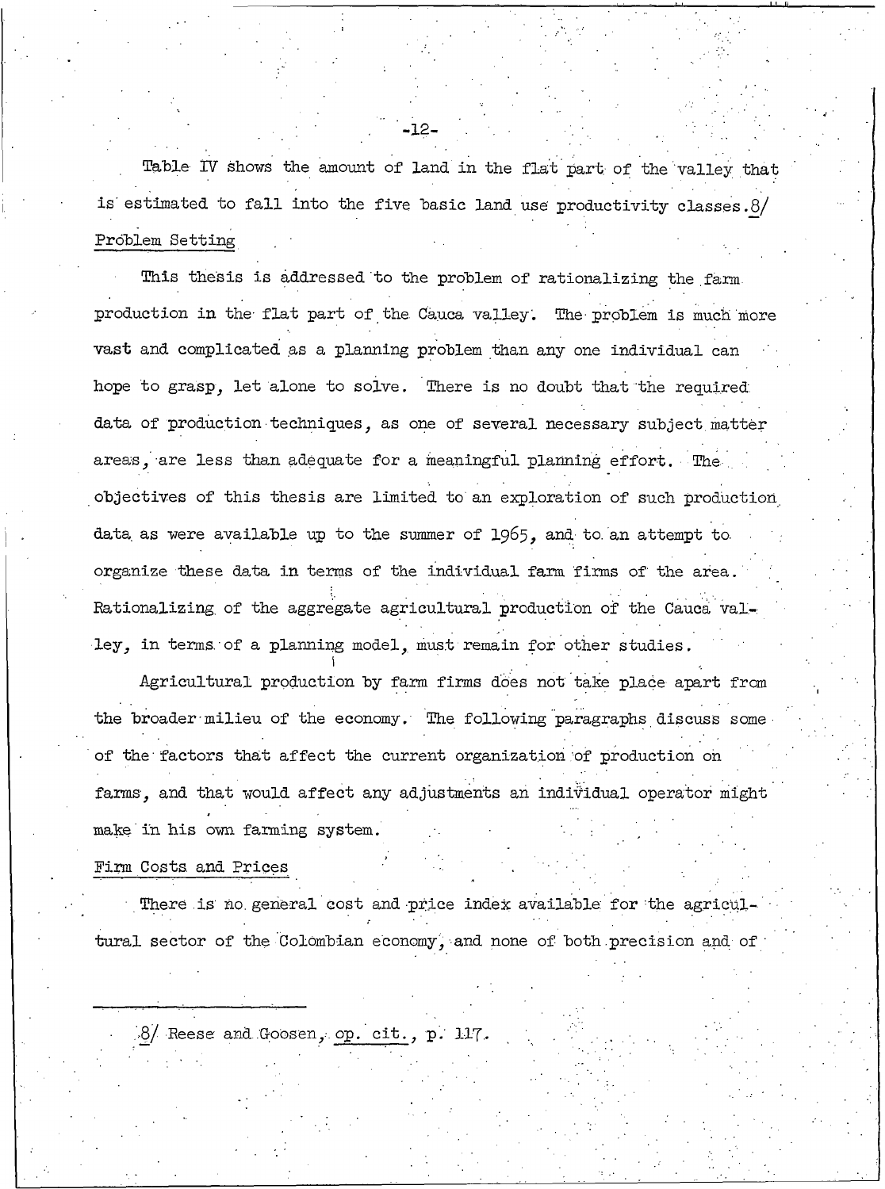Table IV shows the amount of land in the flat part of the valley that is estimated to fall into the five basic land use productivity classes.[8]

## Problem Setting

This thesis is addressed to the problem of rationalizing the farm production in the flat part of the Cauca valley. The problem is much more vast and complicated as a planning problem than any one individual can hope to grasp, let alone to solve. There is no doubt that the required data of production techniques, as one of several necessary subject matter areas, are less than adequate for a meaningful planning effort. The objectives of this thesis are limited to an exploration of such production data as were available up to the summer of 1965, and to an attempt to organize these data in terms of the individual farm firms of the area. Rationalizing of the aggregate agricultural production of the Cauca valley, in terms of a planning model, must remain for other studies.

Agricultural production by farm firms does not take place apart from the broader milieu of the economy. The following paragraphs discuss some of the factors that affect the current organization of production on farms, and that would affect any adjustments an individual operator might make in his own farming system.

## Firm Costs and Prices

There is no general cost and price index available for the agricultural sector of the Colombian economy, and none of both precision and of

---

[8] Reese and Goosen, op. cit., p. 117.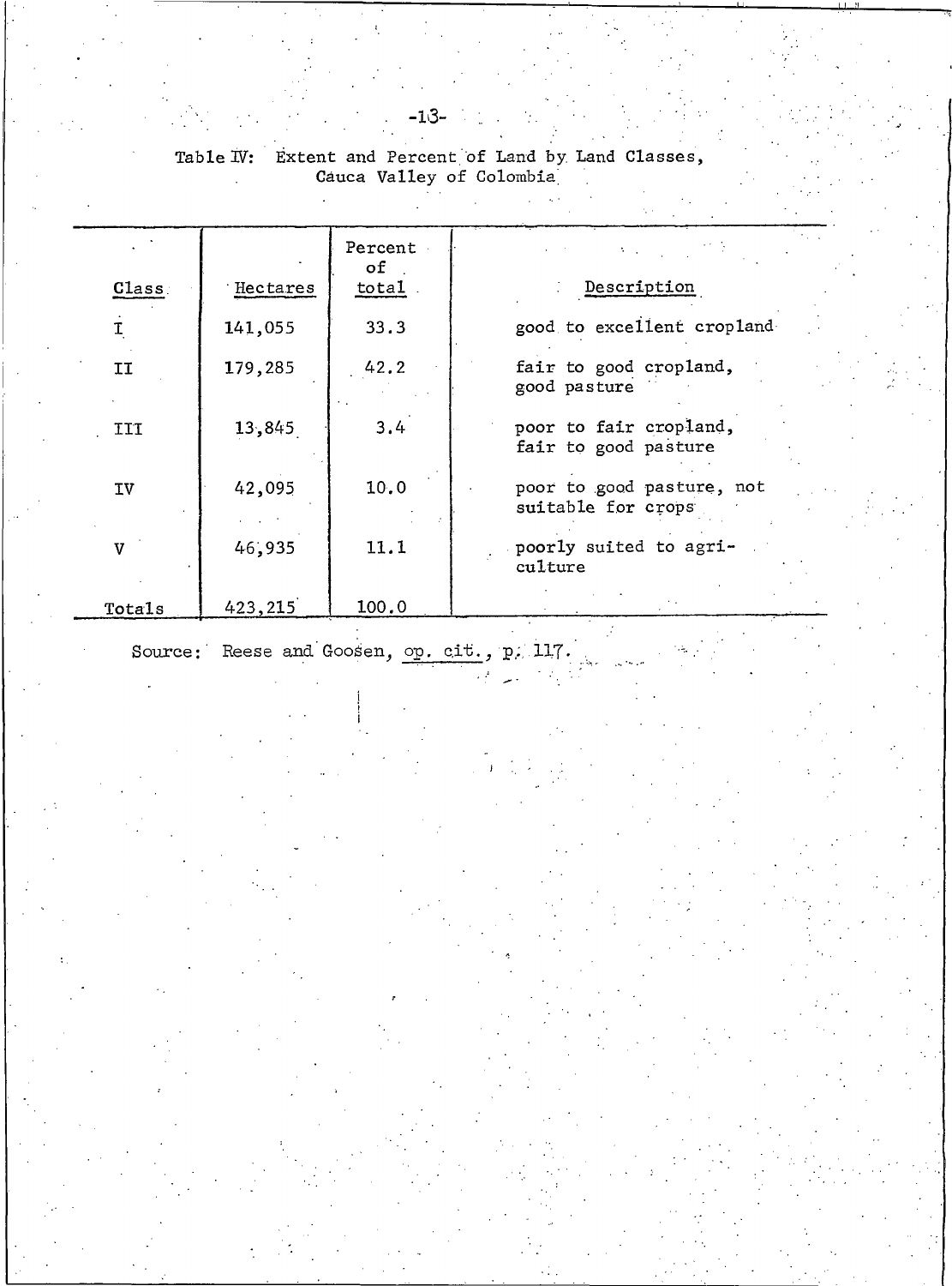Table IV: Extent and Percent of Land by Land Classes, Cauca Valley of Colombia

| Class | Hectares | Percent of total | Description |
|---|---|---|---|
| I | 141,055 | 33.3 | good to excellent cropland |
| II | 179,285 | 42.2 | fair to good cropland, good pasture |
| III | 13,845 | 3.4 | poor to fair cropland, fair to good pasture |
| IV | 42,095 | 10.0 | poor to good pasture, not suitable for crops |
| V | 46,935 | 11.1 | poorly suited to agriculture |
| Totals | 423,215 | 100.0 | |

Source: Reese and Goosen, op. cit., p. 117.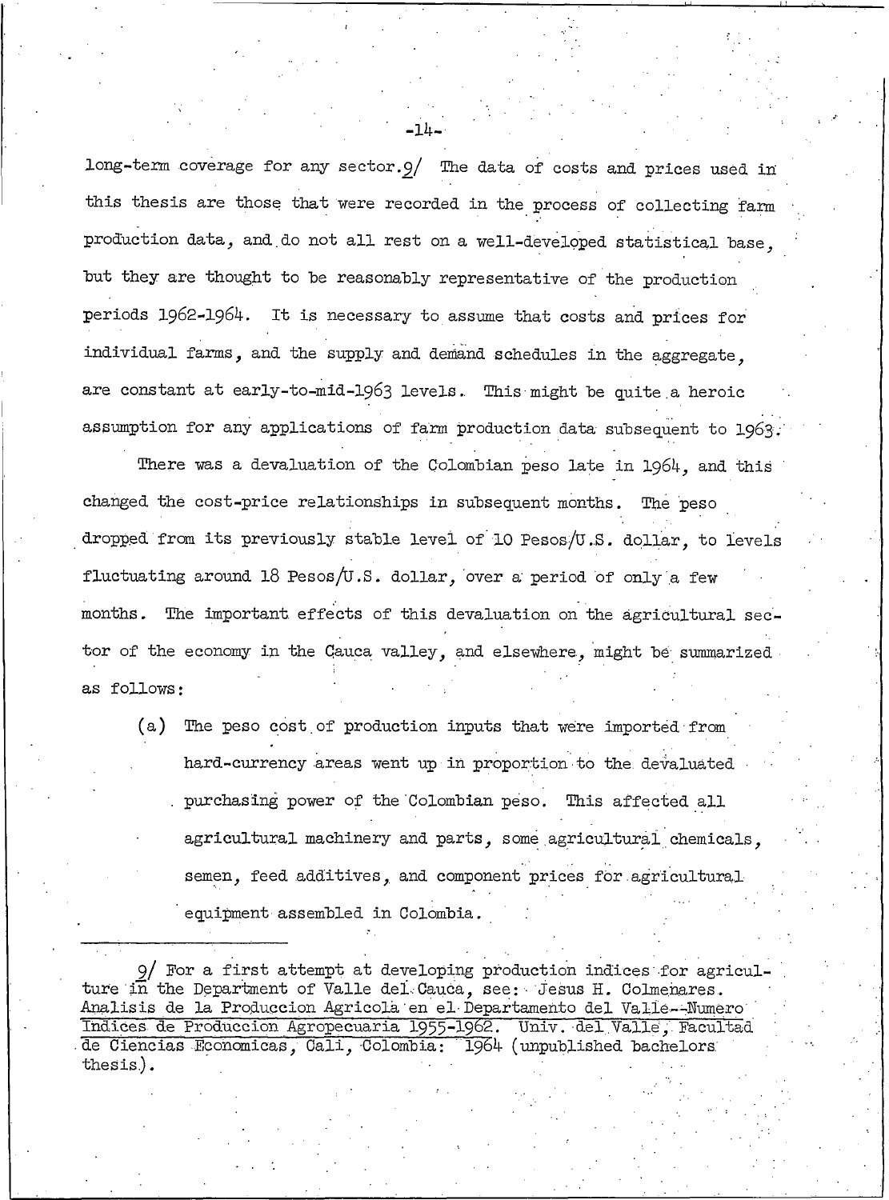long-term coverage for any sector.[9] The data of costs and prices used in this thesis are those that were recorded in the process of collecting farm production data, and do not all rest on a well-developed statistical base, but they are thought to be reasonably representative of the production periods 1962-1964. It is necessary to assume that costs and prices for individual farms, and the supply and demand schedules in the aggregate, are constant at early-to-mid-1963 levels. This might be quite a heroic assumption for any applications of farm production data subsequent to 1963.

There was a devaluation of the Colombian peso late in 1964, and this changed the cost-price relationships in subsequent months. The peso dropped from its previously stable level of 10 Pesos/U.S. dollar, to levels fluctuating around 18 Pesos/U.S. dollar, over a period of only a few months. The important effects of this devaluation on the agricultural sector of the economy in the Cauca valley, and elsewhere, might be summarized as follows:

(a) The peso cost of production inputs that were imported from hard-currency areas went up in proportion to the devaluated purchasing power of the Colombian peso. This affected all agricultural machinery and parts, some agricultural chemicals, semen, feed additives, and component prices for agricultural equipment assembled in Colombia.

---

9/ For a first attempt at developing production indices for agriculture in the Department of Valle del Cauca, see: Jesus H. Colmenares. Analisis de la Produccion Agricola en el Departamento del Valle--Numero Indices de Produccion Agropecuaria 1955-1962. Univ. del Valle, Facultad de Ciencias Economicas, Cali, Colombia: 1964 (unpublished bachelors thesis).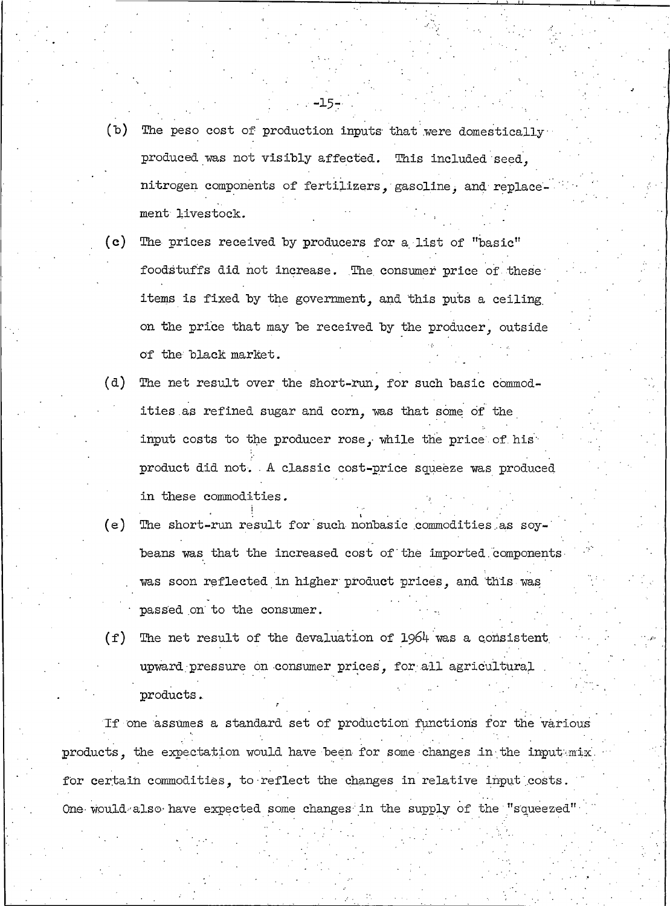(b) The peso cost of production inputs that were domestically produced was not visibly affected. This included seed, nitrogen components of fertilizers, gasoline, and replacement livestock.

(c) The prices received by producers for a list of "basic" foodstuffs did not increase. The consumer price of these items is fixed by the government, and this puts a ceiling on the price that may be received by the producer, outside of the black market.

(d) The net result over the short-run, for such basic commodities as refined sugar and corn, was that some of the input costs to the producer rose, while the price of his product did not. A classic cost-price squeeze was produced in these commodities.

(e) The short-run result for such nonbasic commodities as soybeans was that the increased cost of the imported components was soon reflected in higher product prices, and this was passed on to the consumer.

(f) The net result of the devaluation of 1964 was a consistent upward pressure on consumer prices, for all agricultural products.

If one assumes a standard set of production functions for the various products, the expectation would have been for some changes in the input mix for certain commodities, to reflect the changes in relative input costs. One would also have expected some changes in the supply of the "squeezed"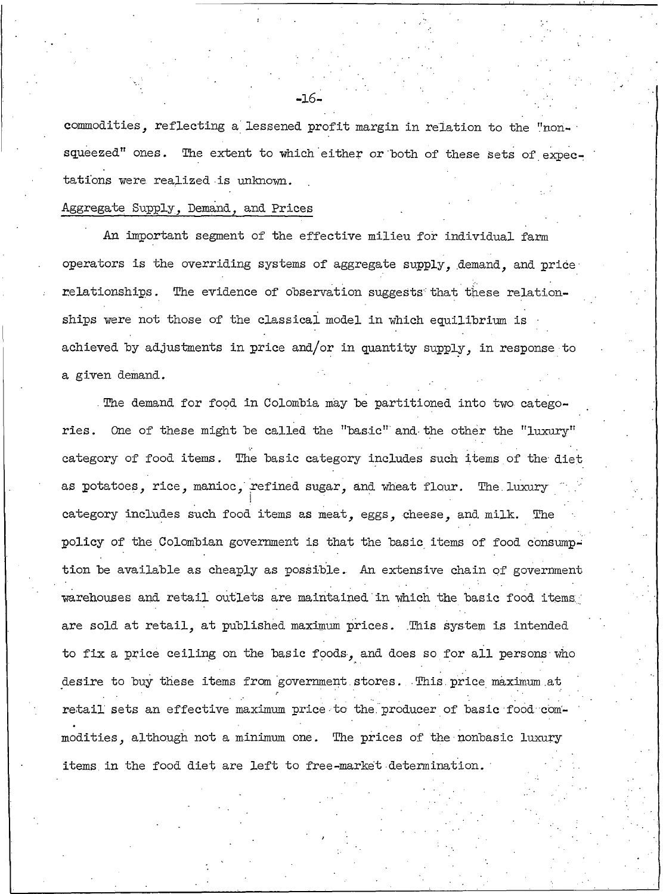commodities, reflecting a lessened profit margin in relation to the "non-squeezed" ones. The extent to which either or both of these sets of expectations were realized is unknown.

## Aggregate Supply, Demand, and Prices

An important segment of the effective milieu for individual farm operators is the overriding systems of aggregate supply, demand, and price relationships. The evidence of observation suggests that these relationships were not those of the classical model in which equilibrium is achieved by adjustments in price and/or in quantity supply, in response to a given demand.

The demand for food in Colombia may be partitioned into two categories. One of these might be called the "basic" and the other the "luxury" category of food items. The basic category includes such items of the diet as potatoes, rice, manioc, refined sugar, and wheat flour. The luxury category includes such food items as meat, eggs, cheese, and milk. The policy of the Colombian government is that the basic items of food consumption be available as cheaply as possible. An extensive chain of government warehouses and retail outlets are maintained in which the basic food items are sold at retail, at published maximum prices. This system is intended to fix a price ceiling on the basic foods, and does so for all persons who desire to buy these items from government stores. This price maximum at retail sets an effective maximum price to the producer of basic food commodities, although not a minimum one. The prices of the nonbasic luxury items in the food diet are left to free-market determination.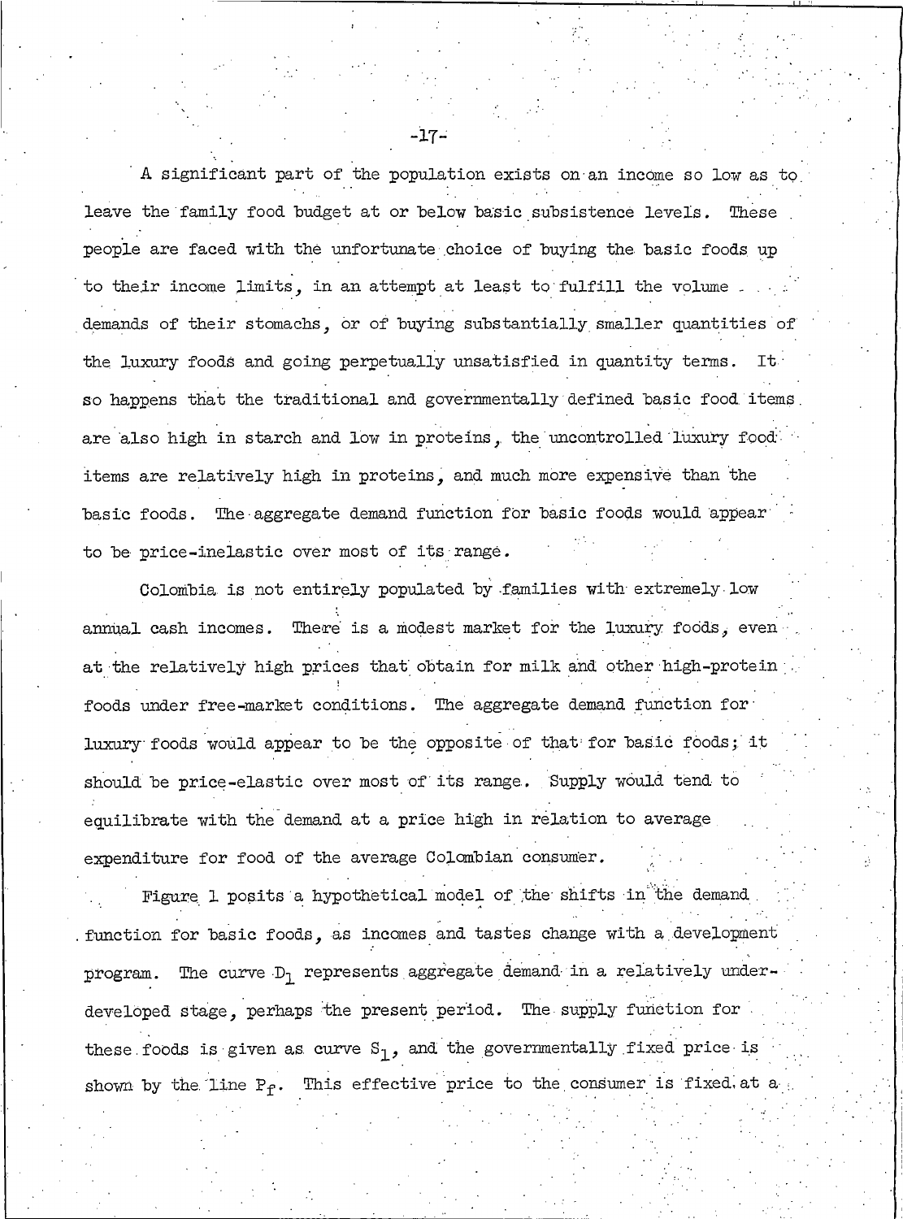A significant part of the population exists on an income so low as to leave the family food budget at or below basic subsistence levels. These people are faced with the unfortunate choice of buying the basic foods up to their income limits, in an attempt at least to fulfill the volume demands of their stomachs, or of buying substantially smaller quantities of the luxury foods and going perpetually unsatisfied in quantity terms. It so happens that the traditional and governmentally defined basic food items are also high in starch and low in proteins, the uncontrolled luxury food items are relatively high in proteins, and much more expensive than the basic foods. The aggregate demand function for basic foods would appear to be price-inelastic over most of its range.

Colombia is not entirely populated by families with extremely low annual cash incomes. There is a modest market for the luxury foods, even at the relatively high prices that obtain for milk and other high-protein foods under free-market conditions. The aggregate demand function for luxury foods would appear to be the opposite of that for basic foods; it should be price-elastic over most of its range. Supply would tend to equilibrate with the demand at a price high in relation to average expenditure for food of the average Colombian consumer.

Figure 1 posits a hypothetical model of the shifts in the demand function for basic foods, as incomes and tastes change with a development program. The curve $D_1$ represents aggregate demand in a relatively under-developed stage, perhaps the present period. The supply function for these foods is given as curve $S_1$, and the governmentally fixed price is shown by the line $P_f$. This effective price to the consumer is fixed at a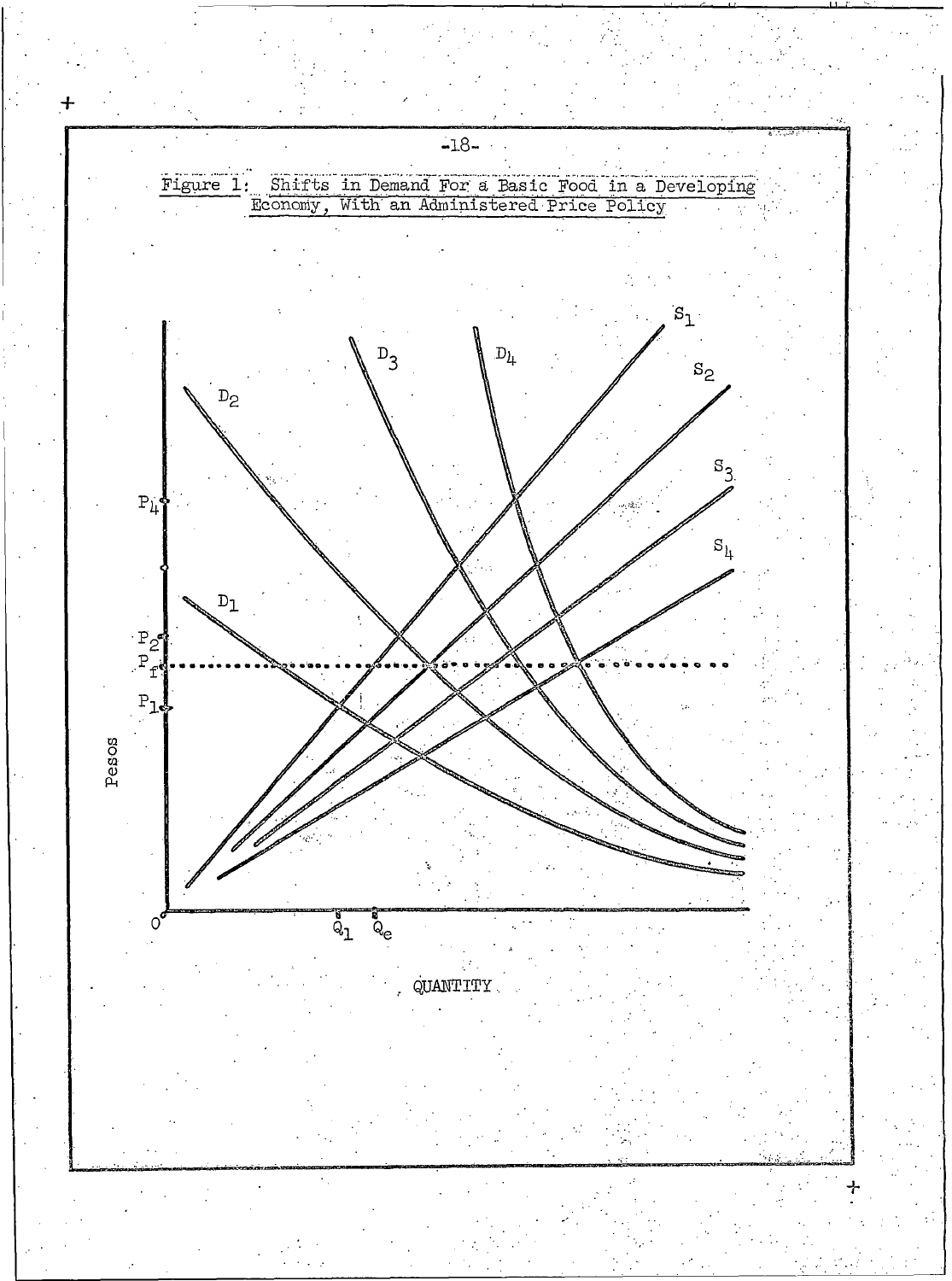Figure 1: Shifts in Demand For a Basic Food in a Developing Economy, With an Administered Price Policy

$S_1$

$S_2$

$S_3$

$S_4$

$D_1$

$D_2$

$D_3$

$D_4$

$P_4$

$P_2$

$P_f$

$P_1$

Pesos

O

$Q_1$

$Q_e$

QUANTITY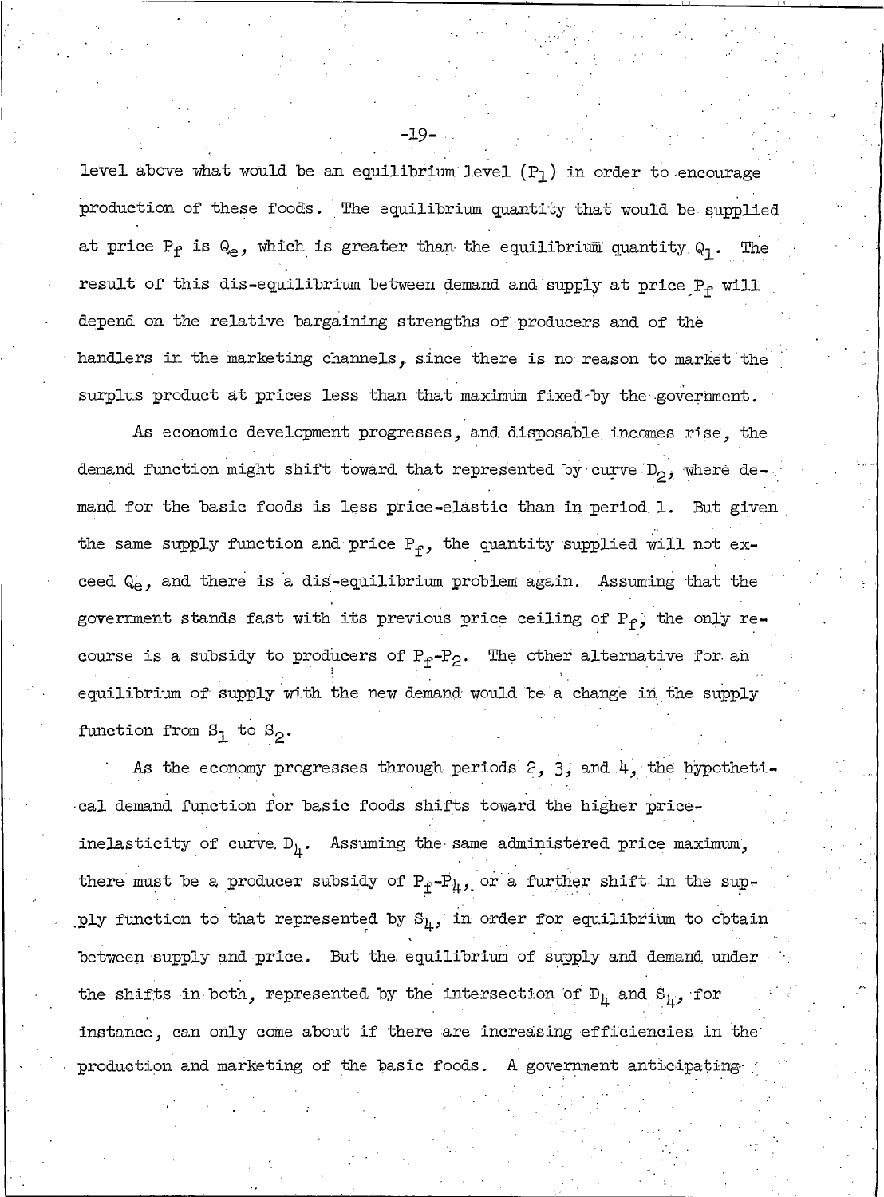level above what would be an equilibrium level ($P_1$) in order to encourage production of these foods. The equilibrium quantity that would be supplied at price $P_f$ is $Q_e$, which is greater than the equilibrium quantity $Q_1$. The result of this dis-equilibrium between demand and supply at price $P_f$ will depend on the relative bargaining strengths of producers and of the handlers in the marketing channels, since there is no reason to market the surplus product at prices less than that maximum fixed by the government.

As economic development progresses, and disposable incomes rise, the demand function might shift toward that represented by curve $D_2$, where demand for the basic foods is less price-elastic than in period 1. But given the same supply function and price $P_f$, the quantity supplied will not exceed $Q_e$, and there is a dis-equilibrium problem again. Assuming that the government stands fast with its previous price ceiling of $P_f$, the only recourse is a subsidy to producers of $P_f$-$P_2$. The other alternative for an equilibrium of supply with the new demand would be a change in the supply function from $S_1$ to $S_2$.

As the economy progresses through periods 2, 3, and 4, the hypothetical demand function for basic foods shifts toward the higher price-inelasticity of curve $D_4$. Assuming the same administered price maximum, there must be a producer subsidy of $P_f$-$P_4$, or a further shift in the supply function to that represented by $S_4$, in order for equilibrium to obtain between supply and price. But the equilibrium of supply and demand under the shifts in both, represented by the intersection of $D_4$ and $S_4$, for instance, can only come about if there are increasing efficiencies in the production and marketing of the basic foods. A government anticipating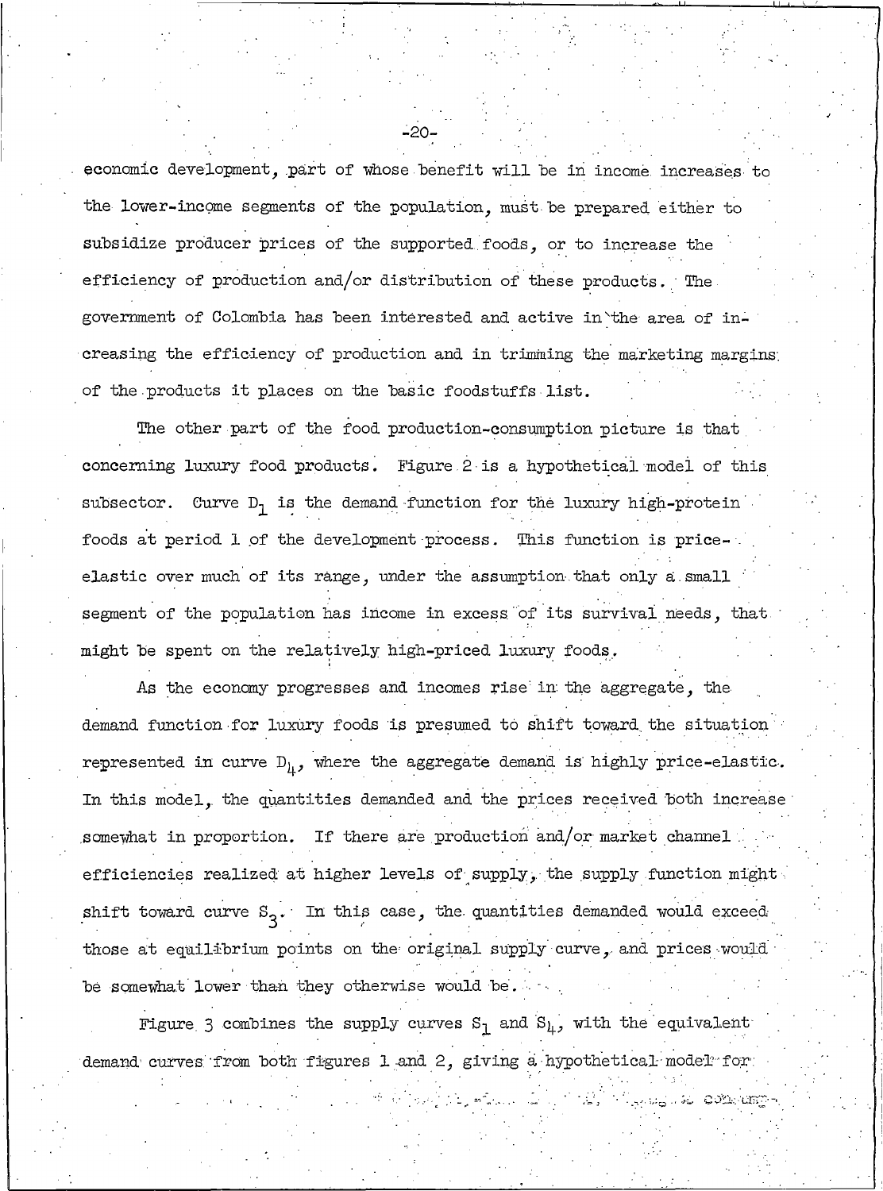economic development, part of whose benefit will be in income increases to the lower-income segments of the population, must be prepared either to subsidize producer prices of the supported foods, or to increase the efficiency of production and/or distribution of these products. The government of Colombia has been interested and active in the area of increasing the efficiency of production and in trimming the marketing margins of the products it places on the basic foodstuffs list.

The other part of the food production-consumption picture is that concerning luxury food products. Figure 2 is a hypothetical model of this subsector. Curve $D_1$ is the demand function for the luxury high-protein foods at period 1 of the development process. This function is price-elastic over much of its range, under the assumption that only a small segment of the population has income in excess of its survival needs, that might be spent on the relatively high-priced luxury foods.

As the economy progresses and incomes rise in the aggregate, the demand function for luxury foods is presumed to shift toward the situation represented in curve $D_4$, where the aggregate demand is highly price-elastic. In this model, the quantities demanded and the prices received both increase somewhat in proportion. If there are production and/or market channel efficiencies realized at higher levels of supply, the supply function might shift toward curve $S_3$. In this case, the quantities demanded would exceed those at equilibrium points on the original supply curve, and prices would be somewhat lower than they otherwise would be.

Figure 3 combines the supply curves $S_1$ and $S_4$, with the equivalent demand curves from both figures 1 and 2, giving a hypothetical model for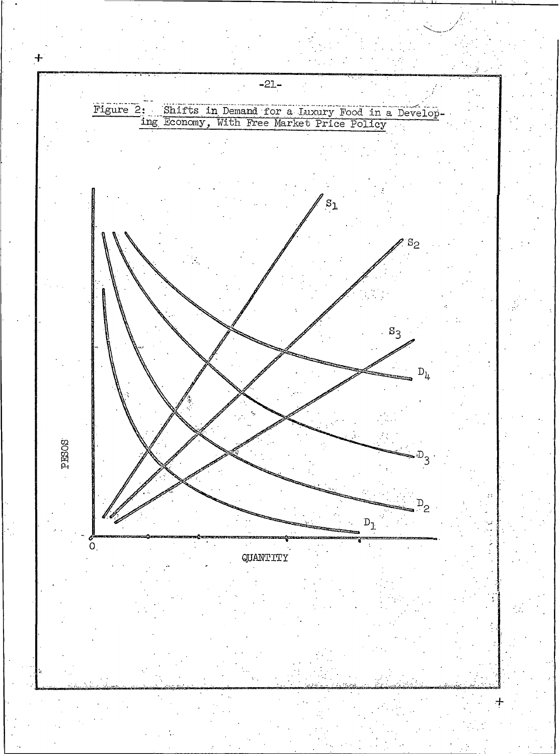Figure 2: Shifts in Demand for a Luxury Food in a Developing Economy, With Free Market Price Policy

S1

S2

S3

D4

D3

D2

D1

PESOS

0

QUANTITY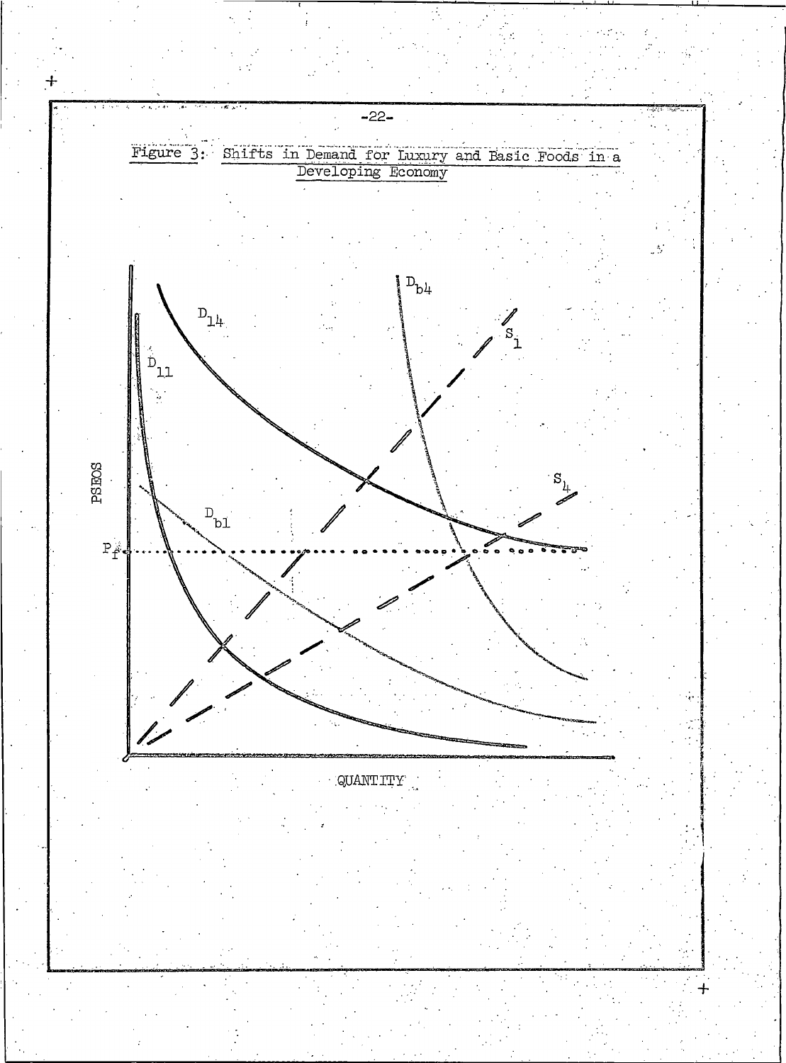Figure 3: Shifts in Demand for Luxury and Basic Foods in a Developing Economy

$D_{b4}$

$D_{l4}$

$S_1$

$D_{l1}$

PSEOS

$S_4$

$D_{b1}$

$P_f$

QUANTITY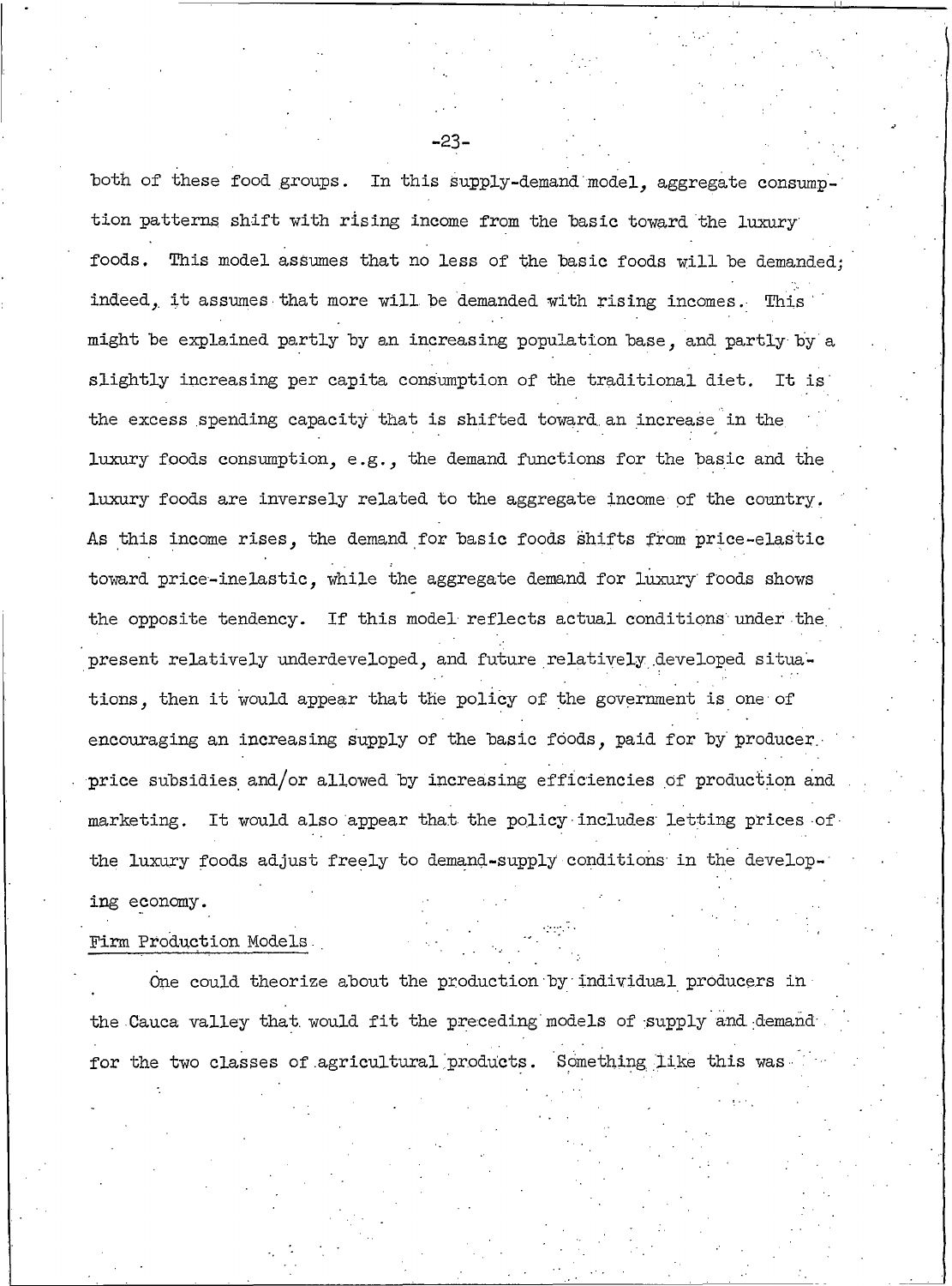both of these food groups. In this supply-demand model, aggregate consumption patterns shift with rising income from the basic toward the luxury foods. This model assumes that no less of the basic foods will be demanded; indeed, it assumes that more will be demanded with rising incomes. This might be explained partly by an increasing population base, and partly by a slightly increasing per capita consumption of the traditional diet. It is the excess spending capacity that is shifted toward an increase in the luxury foods consumption, e.g., the demand functions for the basic and the luxury foods are inversely related to the aggregate income of the country. As this income rises, the demand for basic foods shifts from price-elastic toward price-inelastic, while the aggregate demand for luxury foods shows the opposite tendency. If this model reflects actual conditions under the present relatively underdeveloped, and future relatively developed situations, then it would appear that the policy of the government is one of encouraging an increasing supply of the basic foods, paid for by producer price subsidies and/or allowed by increasing efficiencies of production and marketing. It would also appear that the policy includes letting prices of the luxury foods adjust freely to demand-supply conditions in the developing economy.

Firm Production Models

One could theorize about the production by individual producers in the Cauca valley that would fit the preceding models of supply and demand for the two classes of agricultural products. Something like this was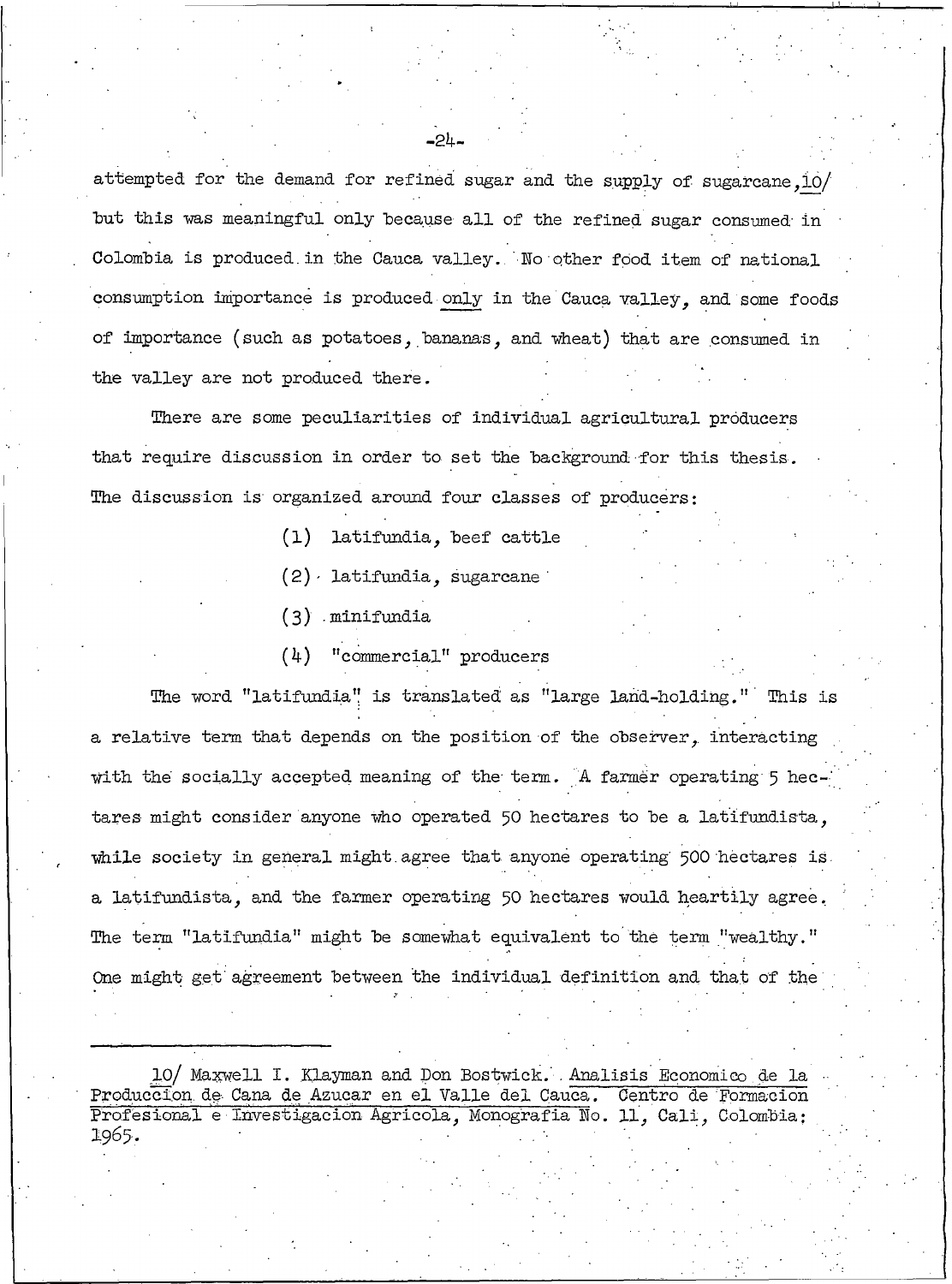attempted for the demand for refined sugar and the supply of sugarcane,[10] but this was meaningful only because all of the refined sugar consumed in Colombia is produced in the Cauca valley. No other food item of national consumption importance is produced <u>only</u> in the Cauca valley, and some foods of importance (such as potatoes, bananas, and wheat) that are consumed in the valley are not produced there.

There are some peculiarities of individual agricultural producers that require discussion in order to set the background for this thesis. The discussion is organized around four classes of producers:

(1) latifundia, beef cattle

(2) latifundia, sugarcane

(3) minifundia

(4) "commercial" producers

The word "latifundia" is translated as "large land-holding." This is a relative term that depends on the position of the observer, interacting with the socially accepted meaning of the term. A farmer operating 5 hectares might consider anyone who operated 50 hectares to be a latifundista, while society in general might agree that anyone operating 500 hectares is a latifundista, and the farmer operating 50 hectares would heartily agree. The term "latifundia" might be somewhat equivalent to the term "wealthy." One might get agreement between the individual definition and that of the

---

[10] Maxwell I. Klayman and Don Bostwick. <u>Analisis Economico de la Produccion de Cana de Azucar en el Valle del Cauca.</u> Centro de Formacion Profesional e Investigacion Agricola, Monografia No. 11, Cali, Colombia: 1965.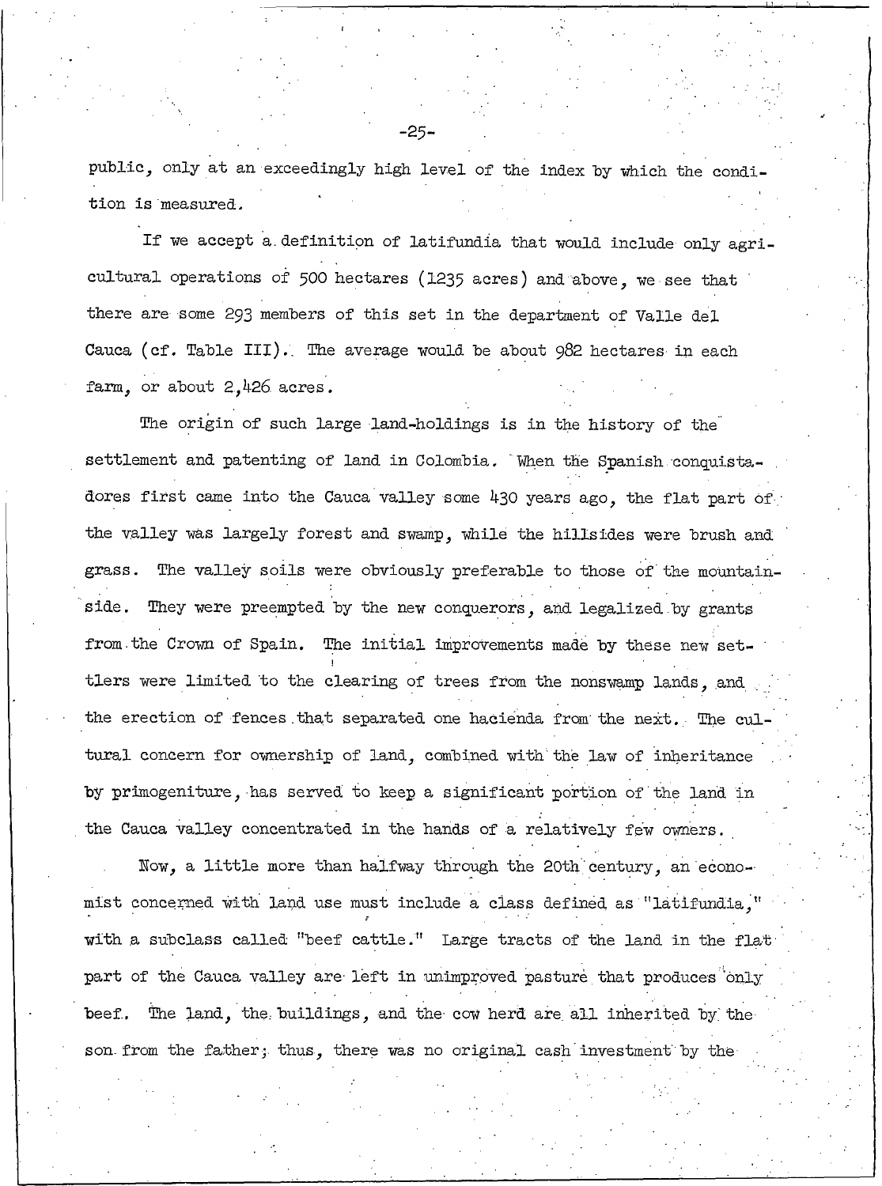public, only at an exceedingly high level of the index by which the condition is measured.

If we accept a definition of latifundia that would include only agricultural operations of 500 hectares (1235 acres) and above, we see that there are some 293 members of this set in the department of Valle del Cauca (cf. Table III). The average would be about 982 hectares in each farm, or about 2,426 acres.

The origin of such large land-holdings is in the history of the settlement and patenting of land in Colombia. When the Spanish conquistadores first came into the Cauca valley some 430 years ago, the flat part of the valley was largely forest and swamp, while the hillsides were brush and grass. The valley soils were obviously preferable to those of the mountainside. They were preempted by the new conquerors, and legalized by grants from the Crown of Spain. The initial improvements made by these new settlers were limited to the clearing of trees from the nonswamp lands, and the erection of fences that separated one hacienda from the next. The cultural concern for ownership of land, combined with the law of inheritance by primogeniture, has served to keep a significant portion of the land in the Cauca valley concentrated in the hands of a relatively few owners.

Now, a little more than halfway through the 20th century, an economist concerned with land use must include a class defined as "latifundia," with a subclass called "beef cattle." Large tracts of the land in the flat part of the Cauca valley are left in unimproved pasture that produces only beef. The land, the buildings, and the cow herd are all inherited by the son from the father; thus, there was no original cash investment by the